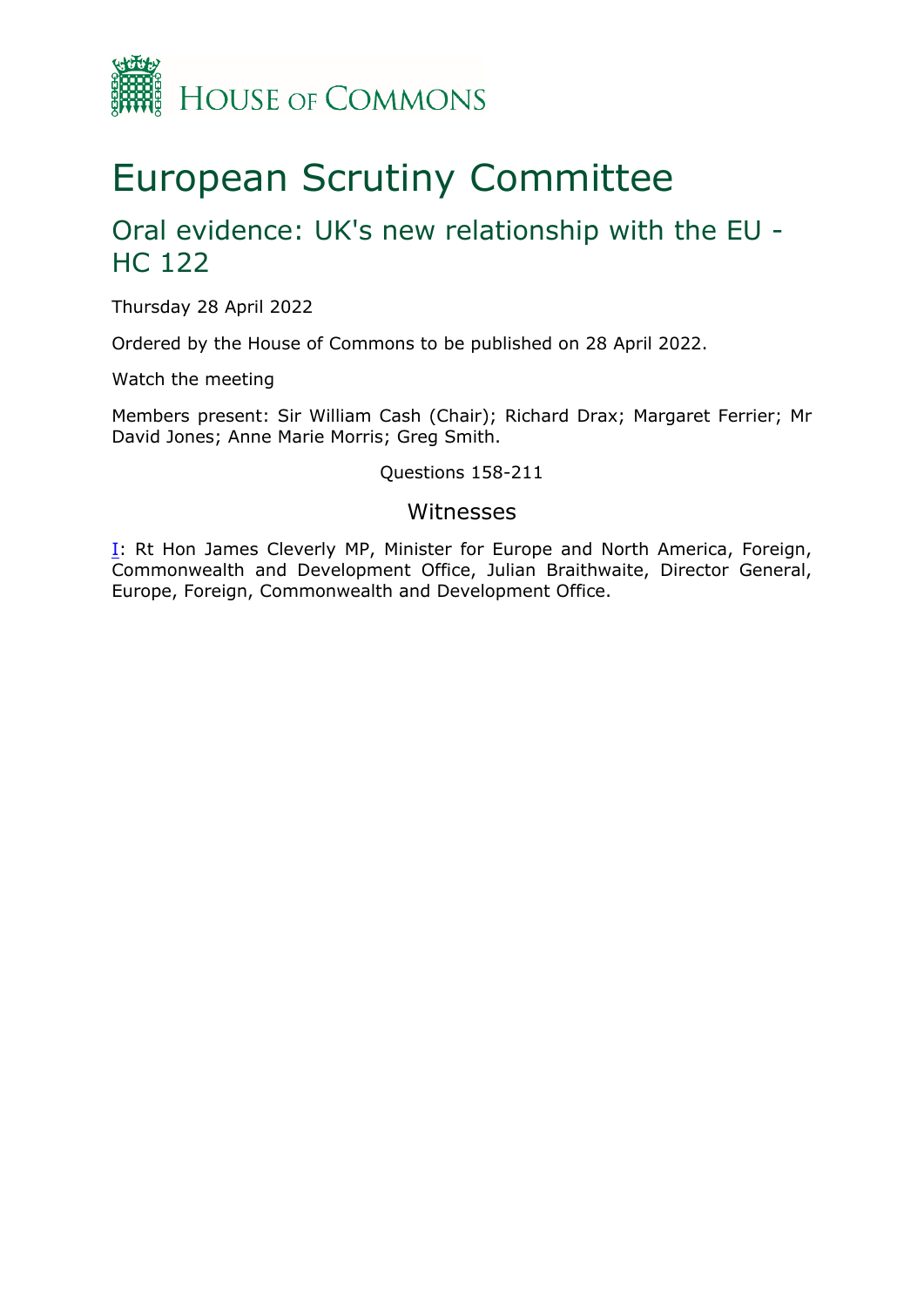HOUSE OF COMMONS

# European Scrutiny Committee

## Oral evidence: UK's new relationship with the EU - HC 122

Thursday 28 April 2022

Ordered by the House of Commons to be published on 28 April 2022.

Watch the meeting

Members present: Sir William Cash (Chair); Richard Drax; Margaret Ferrier; Mr David Jones; Anne Marie Morris; Greg Smith.

Questions 158-211

### Witnesses

I: Rt Hon James Cleverly MP, Minister for Europe and North America, Foreign, Commonwealth and Development Office, Julian Braithwaite, Director General, Europe, Foreign, Commonwealth and Development Office.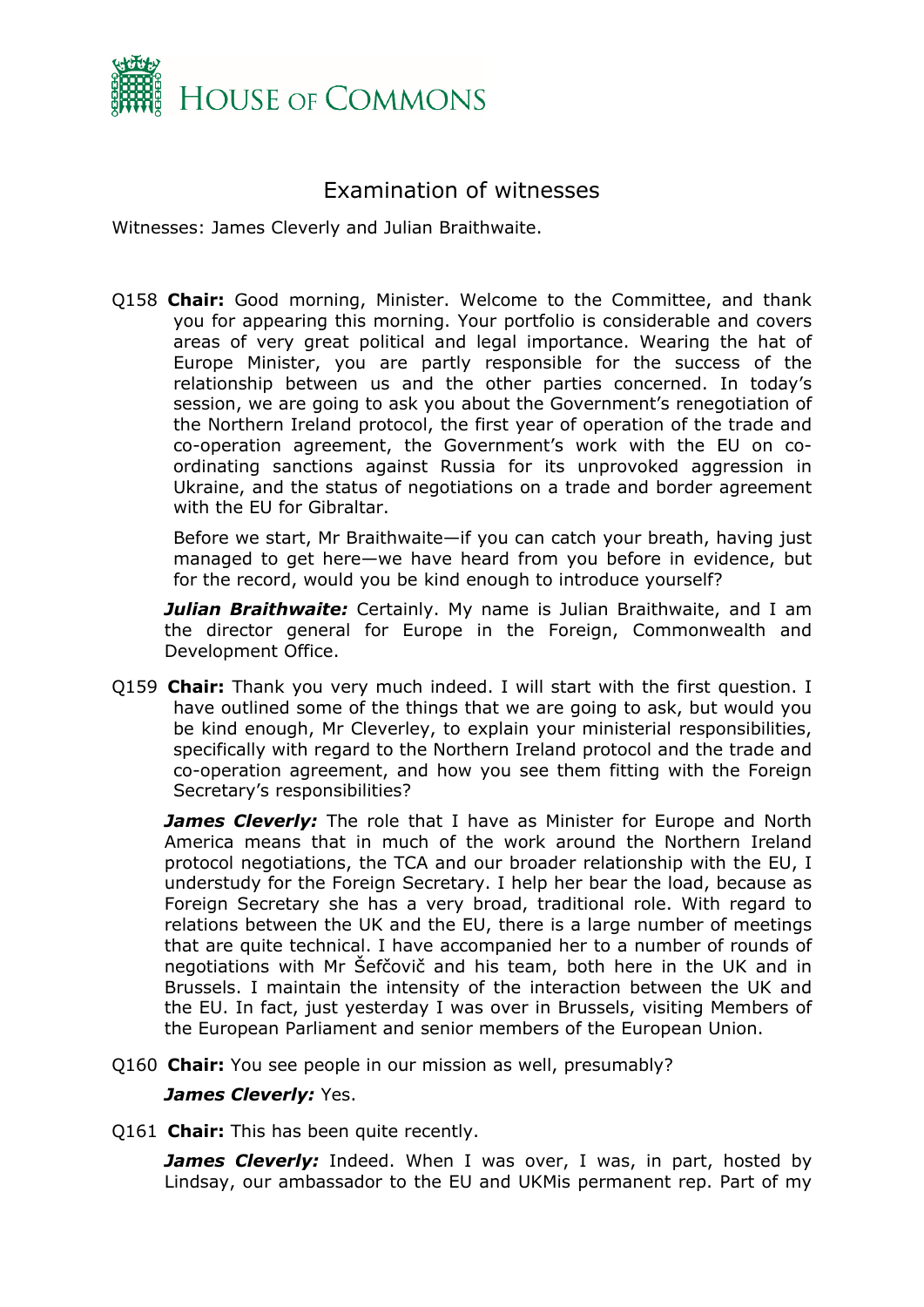# Examination of witnesses

Witnesses: James Cleverly and Julian Braithwaite.

Q158 **Chair:** Good morning, Minister. Welcome to the Committee, and thank you for appearing this morning. Your portfolio is considerable and covers areas of very great political and legal importance. Wearing the hat of Europe Minister, you are partly responsible for the success of the relationship between us and the other parties concerned. In today's session, we are going to ask you about the Government's renegotiation of the Northern Ireland protocol, the first year of operation of the trade and co-operation agreement, the Government's work with the EU on co-ordinating sanctions against Russia for its unprovoked aggression in Ukraine, and the status of negotiations on a trade and border agreement with the EU for Gibraltar.

Before we start, Mr Braithwaite—if you can catch your breath, having just managed to get here—we have heard from you before in evidence, but for the record, would you be kind enough to introduce yourself?

***Julian Braithwaite:*** Certainly. My name is Julian Braithwaite, and I am the director general for Europe in the Foreign, Commonwealth and Development Office.

Q159 **Chair:** Thank you very much indeed. I will start with the first question. I have outlined some of the things that we are going to ask, but would you be kind enough, Mr Cleverley, to explain your ministerial responsibilities, specifically with regard to the Northern Ireland protocol and the trade and co-operation agreement, and how you see them fitting with the Foreign Secretary's responsibilities?

***James Cleverly:*** The role that I have as Minister for Europe and North America means that in much of the work around the Northern Ireland protocol negotiations, the TCA and our broader relationship with the EU, I understudy for the Foreign Secretary. I help her bear the load, because as Foreign Secretary she has a very broad, traditional role. With regard to relations between the UK and the EU, there is a large number of meetings that are quite technical. I have accompanied her to a number of rounds of negotiations with Mr Šefčovič and his team, both here in the UK and in Brussels. I maintain the intensity of the interaction between the UK and the EU. In fact, just yesterday I was over in Brussels, visiting Members of the European Parliament and senior members of the European Union.

Q160 **Chair:** You see people in our mission as well, presumably?

***James Cleverly:*** Yes.

Q161 **Chair:** This has been quite recently.

***James Cleverly:*** Indeed. When I was over, I was, in part, hosted by Lindsay, our ambassador to the EU and UKMis permanent rep. Part of my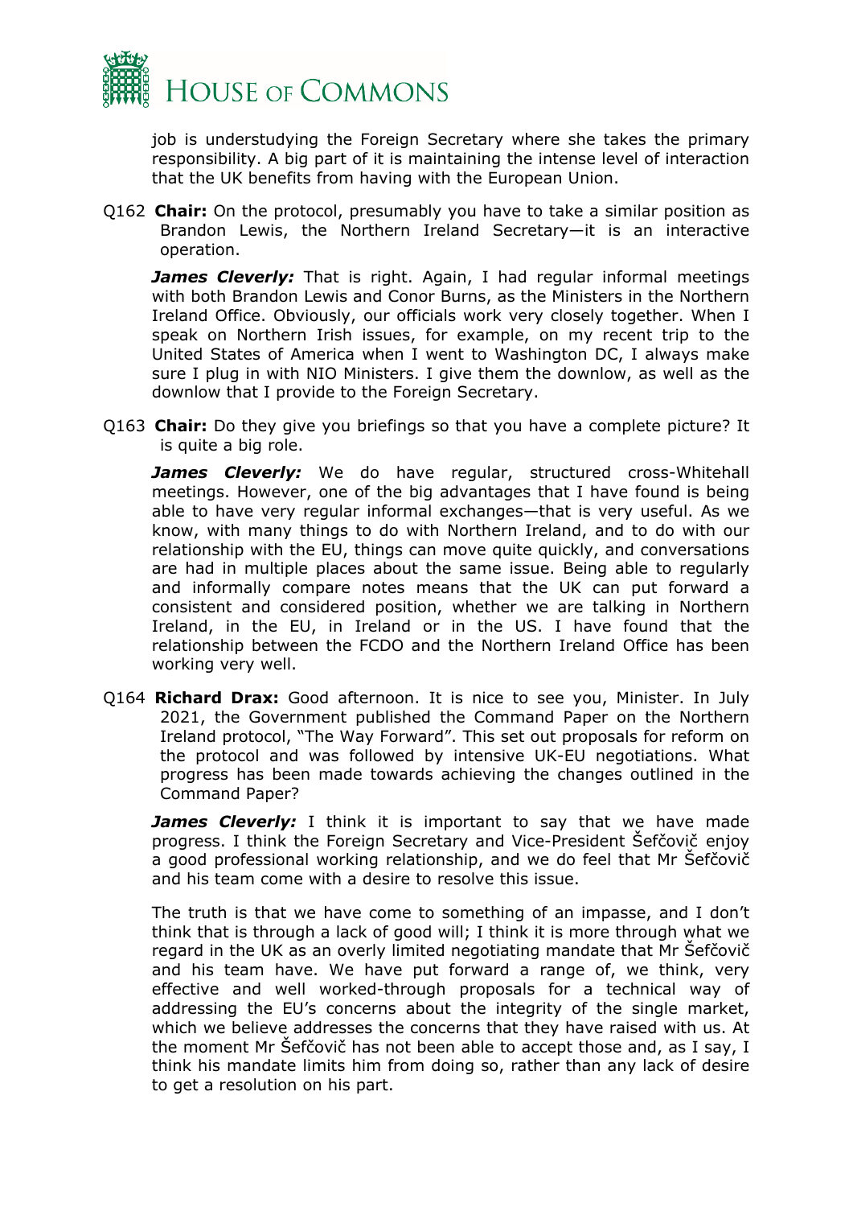job is understudying the Foreign Secretary where she takes the primary responsibility. A big part of it is maintaining the intense level of interaction that the UK benefits from having with the European Union.

Q162 **Chair:** On the protocol, presumably you have to take a similar position as Brandon Lewis, the Northern Ireland Secretary—it is an interactive operation.

***James Cleverly:*** That is right. Again, I had regular informal meetings with both Brandon Lewis and Conor Burns, as the Ministers in the Northern Ireland Office. Obviously, our officials work very closely together. When I speak on Northern Irish issues, for example, on my recent trip to the United States of America when I went to Washington DC, I always make sure I plug in with NIO Ministers. I give them the downlow, as well as the downlow that I provide to the Foreign Secretary.

Q163 **Chair:** Do they give you briefings so that you have a complete picture? It is quite a big role.

***James Cleverly:*** We do have regular, structured cross-Whitehall meetings. However, one of the big advantages that I have found is being able to have very regular informal exchanges—that is very useful. As we know, with many things to do with Northern Ireland, and to do with our relationship with the EU, things can move quite quickly, and conversations are had in multiple places about the same issue. Being able to regularly and informally compare notes means that the UK can put forward a consistent and considered position, whether we are talking in Northern Ireland, in the EU, in Ireland or in the US. I have found that the relationship between the FCDO and the Northern Ireland Office has been working very well.

Q164 **Richard Drax:** Good afternoon. It is nice to see you, Minister. In July 2021, the Government published the Command Paper on the Northern Ireland protocol, "The Way Forward". This set out proposals for reform on the protocol and was followed by intensive UK-EU negotiations. What progress has been made towards achieving the changes outlined in the Command Paper?

***James Cleverly:*** I think it is important to say that we have made progress. I think the Foreign Secretary and Vice-President Šefčovič enjoy a good professional working relationship, and we do feel that Mr Šefčovič and his team come with a desire to resolve this issue.

The truth is that we have come to something of an impasse, and I don't think that is through a lack of good will; I think it is more through what we regard in the UK as an overly limited negotiating mandate that Mr Šefčovič and his team have. We have put forward a range of, we think, very effective and well worked-through proposals for a technical way of addressing the EU's concerns about the integrity of the single market, which we believe addresses the concerns that they have raised with us. At the moment Mr Šefčovič has not been able to accept those and, as I say, I think his mandate limits him from doing so, rather than any lack of desire to get a resolution on his part.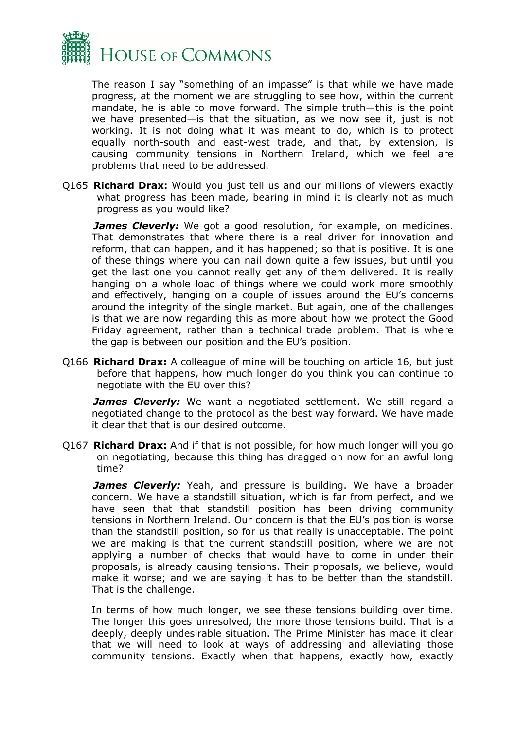The reason I say "something of an impasse" is that while we have made progress, at the moment we are struggling to see how, within the current mandate, he is able to move forward. The simple truth—this is the point we have presented—is that the situation, as we now see it, just is not working. It is not doing what it was meant to do, which is to protect equally north-south and east-west trade, and that, by extension, is causing community tensions in Northern Ireland, which we feel are problems that need to be addressed.

Q165 **Richard Drax:** Would you just tell us and our millions of viewers exactly what progress has been made, bearing in mind it is clearly not as much progress as you would like?

***James Cleverly:*** We got a good resolution, for example, on medicines. That demonstrates that where there is a real driver for innovation and reform, that can happen, and it has happened; so that is positive. It is one of these things where you can nail down quite a few issues, but until you get the last one you cannot really get any of them delivered. It is really hanging on a whole load of things where we could work more smoothly and effectively, hanging on a couple of issues around the EU's concerns around the integrity of the single market. But again, one of the challenges is that we are now regarding this as more about how we protect the Good Friday agreement, rather than a technical trade problem. That is where the gap is between our position and the EU's position.

Q166 **Richard Drax:** A colleague of mine will be touching on article 16, but just before that happens, how much longer do you think you can continue to negotiate with the EU over this?

***James Cleverly:*** We want a negotiated settlement. We still regard a negotiated change to the protocol as the best way forward. We have made it clear that that is our desired outcome.

Q167 **Richard Drax:** And if that is not possible, for how much longer will you go on negotiating, because this thing has dragged on now for an awful long time?

***James Cleverly:*** Yeah, and pressure is building. We have a broader concern. We have a standstill situation, which is far from perfect, and we have seen that that standstill position has been driving community tensions in Northern Ireland. Our concern is that the EU's position is worse than the standstill position, so for us that really is unacceptable. The point we are making is that the current standstill position, where we are not applying a number of checks that would have to come in under their proposals, is already causing tensions. Their proposals, we believe, would make it worse; and we are saying it has to be better than the standstill. That is the challenge.

In terms of how much longer, we see these tensions building over time. The longer this goes unresolved, the more those tensions build. That is a deeply, deeply undesirable situation. The Prime Minister has made it clear that we will need to look at ways of addressing and alleviating those community tensions. Exactly when that happens, exactly how, exactly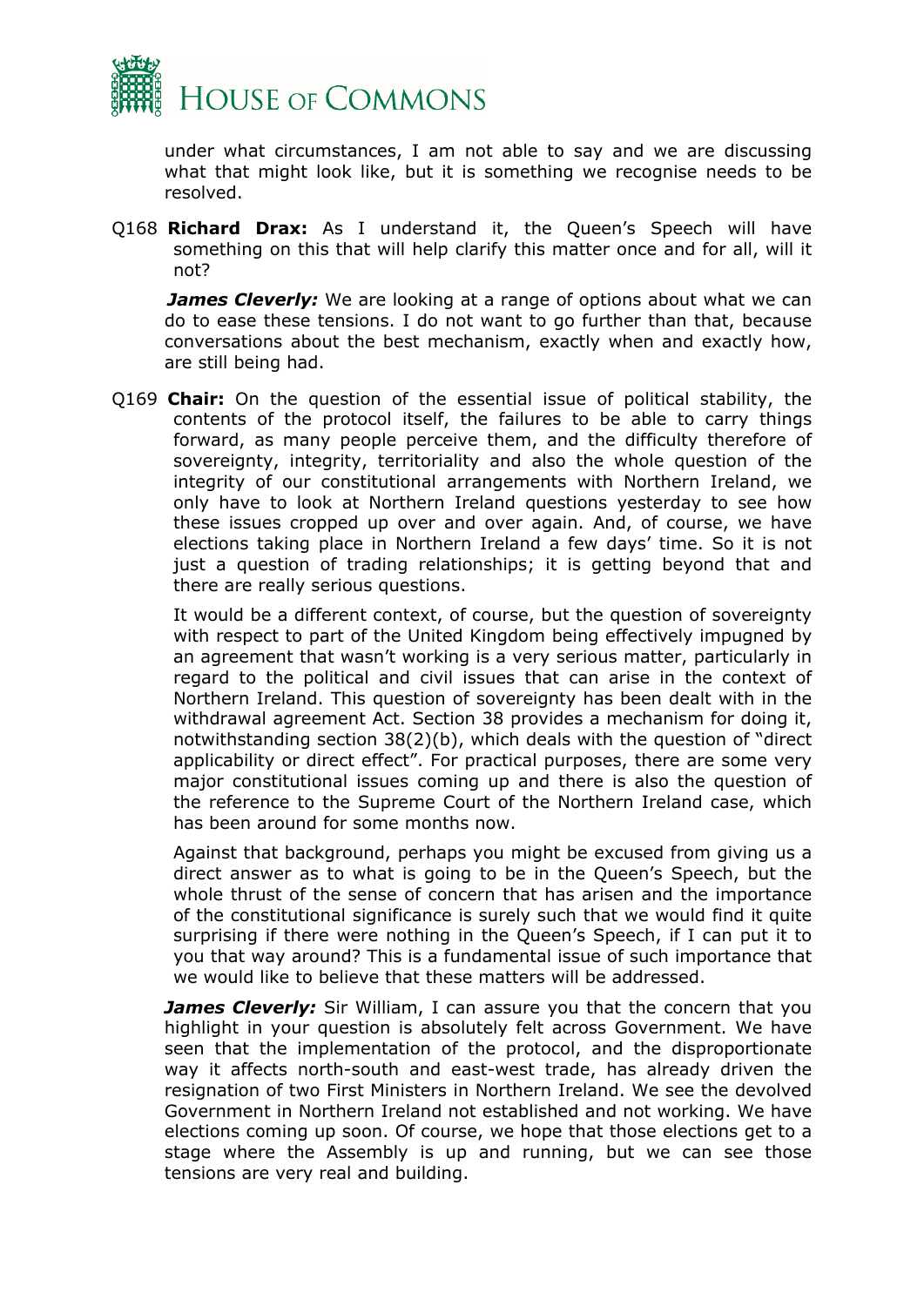under what circumstances, I am not able to say and we are discussing what that might look like, but it is something we recognise needs to be resolved.

Q168 **Richard Drax:** As I understand it, the Queen's Speech will have something on this that will help clarify this matter once and for all, will it not?

***James Cleverly:*** We are looking at a range of options about what we can do to ease these tensions. I do not want to go further than that, because conversations about the best mechanism, exactly when and exactly how, are still being had.

Q169 **Chair:** On the question of the essential issue of political stability, the contents of the protocol itself, the failures to be able to carry things forward, as many people perceive them, and the difficulty therefore of sovereignty, integrity, territoriality and also the whole question of the integrity of our constitutional arrangements with Northern Ireland, we only have to look at Northern Ireland questions yesterday to see how these issues cropped up over and over again. And, of course, we have elections taking place in Northern Ireland a few days' time. So it is not just a question of trading relationships; it is getting beyond that and there are really serious questions.

It would be a different context, of course, but the question of sovereignty with respect to part of the United Kingdom being effectively impugned by an agreement that wasn't working is a very serious matter, particularly in regard to the political and civil issues that can arise in the context of Northern Ireland. This question of sovereignty has been dealt with in the withdrawal agreement Act. Section 38 provides a mechanism for doing it, notwithstanding section 38(2)(b), which deals with the question of "direct applicability or direct effect". For practical purposes, there are some very major constitutional issues coming up and there is also the question of the reference to the Supreme Court of the Northern Ireland case, which has been around for some months now.

Against that background, perhaps you might be excused from giving us a direct answer as to what is going to be in the Queen's Speech, but the whole thrust of the sense of concern that has arisen and the importance of the constitutional significance is surely such that we would find it quite surprising if there were nothing in the Queen's Speech, if I can put it to you that way around? This is a fundamental issue of such importance that we would like to believe that these matters will be addressed.

***James Cleverly:*** Sir William, I can assure you that the concern that you highlight in your question is absolutely felt across Government. We have seen that the implementation of the protocol, and the disproportionate way it affects north-south and east-west trade, has already driven the resignation of two First Ministers in Northern Ireland. We see the devolved Government in Northern Ireland not established and not working. We have elections coming up soon. Of course, we hope that those elections get to a stage where the Assembly is up and running, but we can see those tensions are very real and building.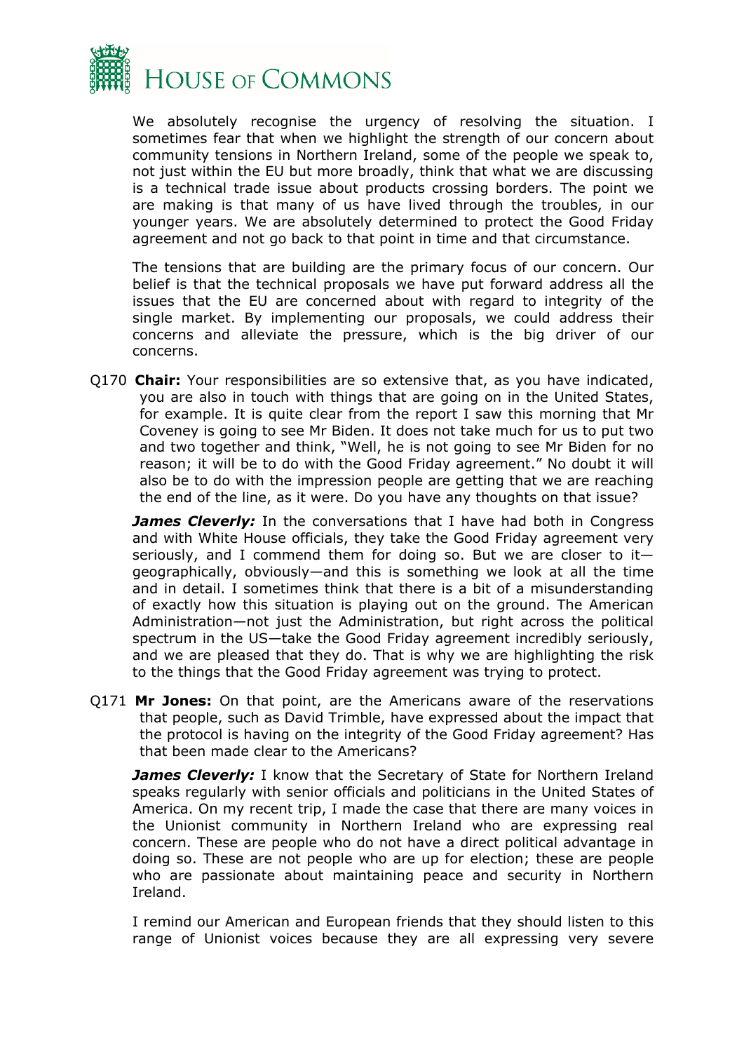We absolutely recognise the urgency of resolving the situation. I sometimes fear that when we highlight the strength of our concern about community tensions in Northern Ireland, some of the people we speak to, not just within the EU but more broadly, think that what we are discussing is a technical trade issue about products crossing borders. The point we are making is that many of us have lived through the troubles, in our younger years. We are absolutely determined to protect the Good Friday agreement and not go back to that point in time and that circumstance.

The tensions that are building are the primary focus of our concern. Our belief is that the technical proposals we have put forward address all the issues that the EU are concerned about with regard to integrity of the single market. By implementing our proposals, we could address their concerns and alleviate the pressure, which is the big driver of our concerns.

Q170 **Chair:** Your responsibilities are so extensive that, as you have indicated, you are also in touch with things that are going on in the United States, for example. It is quite clear from the report I saw this morning that Mr Coveney is going to see Mr Biden. It does not take much for us to put two and two together and think, "Well, he is not going to see Mr Biden for no reason; it will be to do with the Good Friday agreement." No doubt it will also be to do with the impression people are getting that we are reaching the end of the line, as it were. Do you have any thoughts on that issue?

***James Cleverly:*** In the conversations that I have had both in Congress and with White House officials, they take the Good Friday agreement very seriously, and I commend them for doing so. But we are closer to it—geographically, obviously—and this is something we look at all the time and in detail. I sometimes think that there is a bit of a misunderstanding of exactly how this situation is playing out on the ground. The American Administration—not just the Administration, but right across the political spectrum in the US—take the Good Friday agreement incredibly seriously, and we are pleased that they do. That is why we are highlighting the risk to the things that the Good Friday agreement was trying to protect.

Q171 **Mr Jones:** On that point, are the Americans aware of the reservations that people, such as David Trimble, have expressed about the impact that the protocol is having on the integrity of the Good Friday agreement? Has that been made clear to the Americans?

***James Cleverly:*** I know that the Secretary of State for Northern Ireland speaks regularly with senior officials and politicians in the United States of America. On my recent trip, I made the case that there are many voices in the Unionist community in Northern Ireland who are expressing real concern. These are people who do not have a direct political advantage in doing so. These are not people who are up for election; these are people who are passionate about maintaining peace and security in Northern Ireland.

I remind our American and European friends that they should listen to this range of Unionist voices because they are all expressing very severe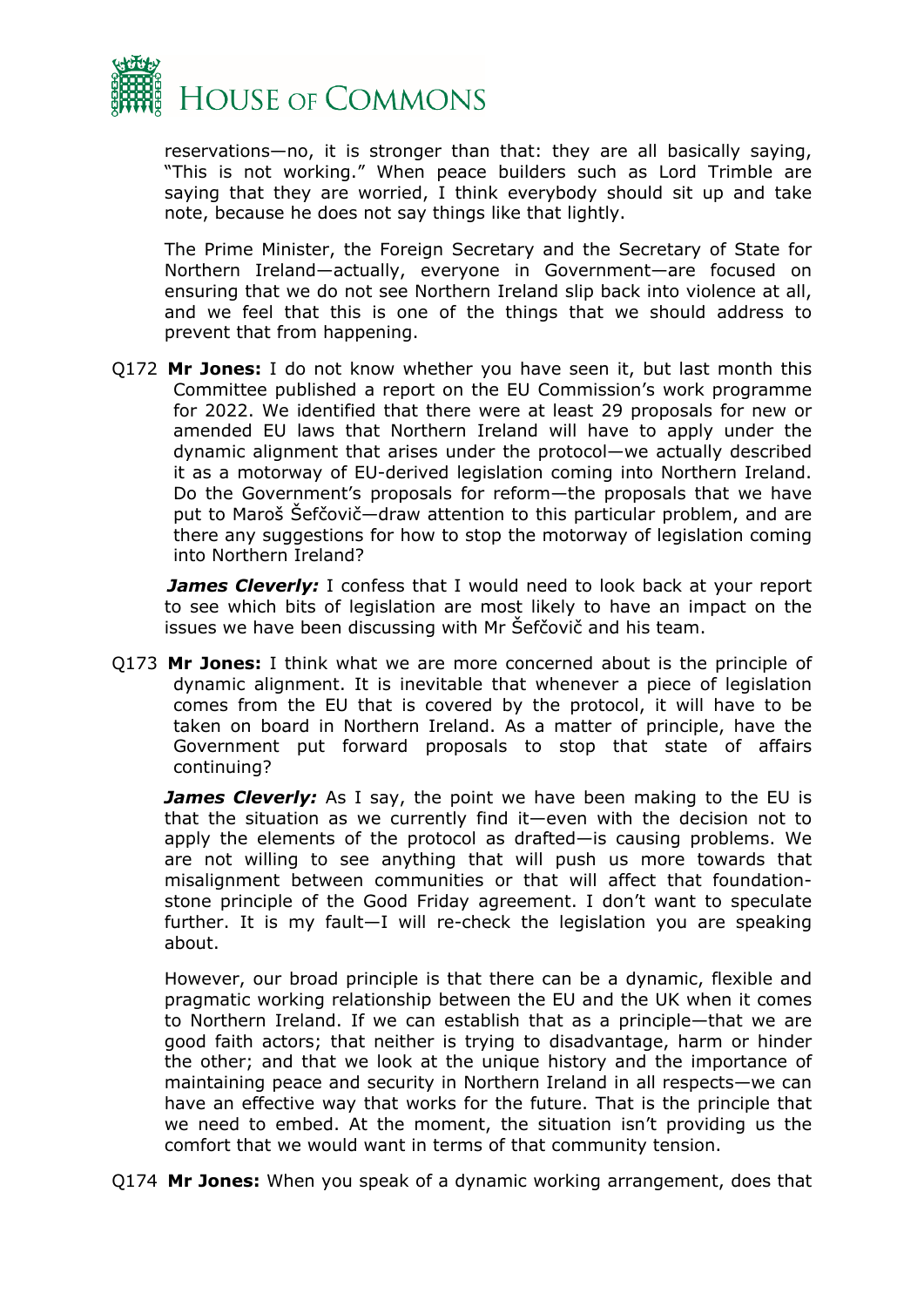reservations—no, it is stronger than that: they are all basically saying, "This is not working." When peace builders such as Lord Trimble are saying that they are worried, I think everybody should sit up and take note, because he does not say things like that lightly.

The Prime Minister, the Foreign Secretary and the Secretary of State for Northern Ireland—actually, everyone in Government—are focused on ensuring that we do not see Northern Ireland slip back into violence at all, and we feel that this is one of the things that we should address to prevent that from happening.

Q172 **Mr Jones:** I do not know whether you have seen it, but last month this Committee published a report on the EU Commission's work programme for 2022. We identified that there were at least 29 proposals for new or amended EU laws that Northern Ireland will have to apply under the dynamic alignment that arises under the protocol—we actually described it as a motorway of EU-derived legislation coming into Northern Ireland. Do the Government's proposals for reform—the proposals that we have put to Maroš Šefčovič—draw attention to this particular problem, and are there any suggestions for how to stop the motorway of legislation coming into Northern Ireland?

***James Cleverly:*** I confess that I would need to look back at your report to see which bits of legislation are most likely to have an impact on the issues we have been discussing with Mr Šefčovič and his team.

Q173 **Mr Jones:** I think what we are more concerned about is the principle of dynamic alignment. It is inevitable that whenever a piece of legislation comes from the EU that is covered by the protocol, it will have to be taken on board in Northern Ireland. As a matter of principle, have the Government put forward proposals to stop that state of affairs continuing?

***James Cleverly:*** As I say, the point we have been making to the EU is that the situation as we currently find it—even with the decision not to apply the elements of the protocol as drafted—is causing problems. We are not willing to see anything that will push us more towards that misalignment between communities or that will affect that foundation-stone principle of the Good Friday agreement. I don't want to speculate further. It is my fault—I will re-check the legislation you are speaking about.

However, our broad principle is that there can be a dynamic, flexible and pragmatic working relationship between the EU and the UK when it comes to Northern Ireland. If we can establish that as a principle—that we are good faith actors; that neither is trying to disadvantage, harm or hinder the other; and that we look at the unique history and the importance of maintaining peace and security in Northern Ireland in all respects—we can have an effective way that works for the future. That is the principle that we need to embed. At the moment, the situation isn't providing us the comfort that we would want in terms of that community tension.

Q174 **Mr Jones:** When you speak of a dynamic working arrangement, does that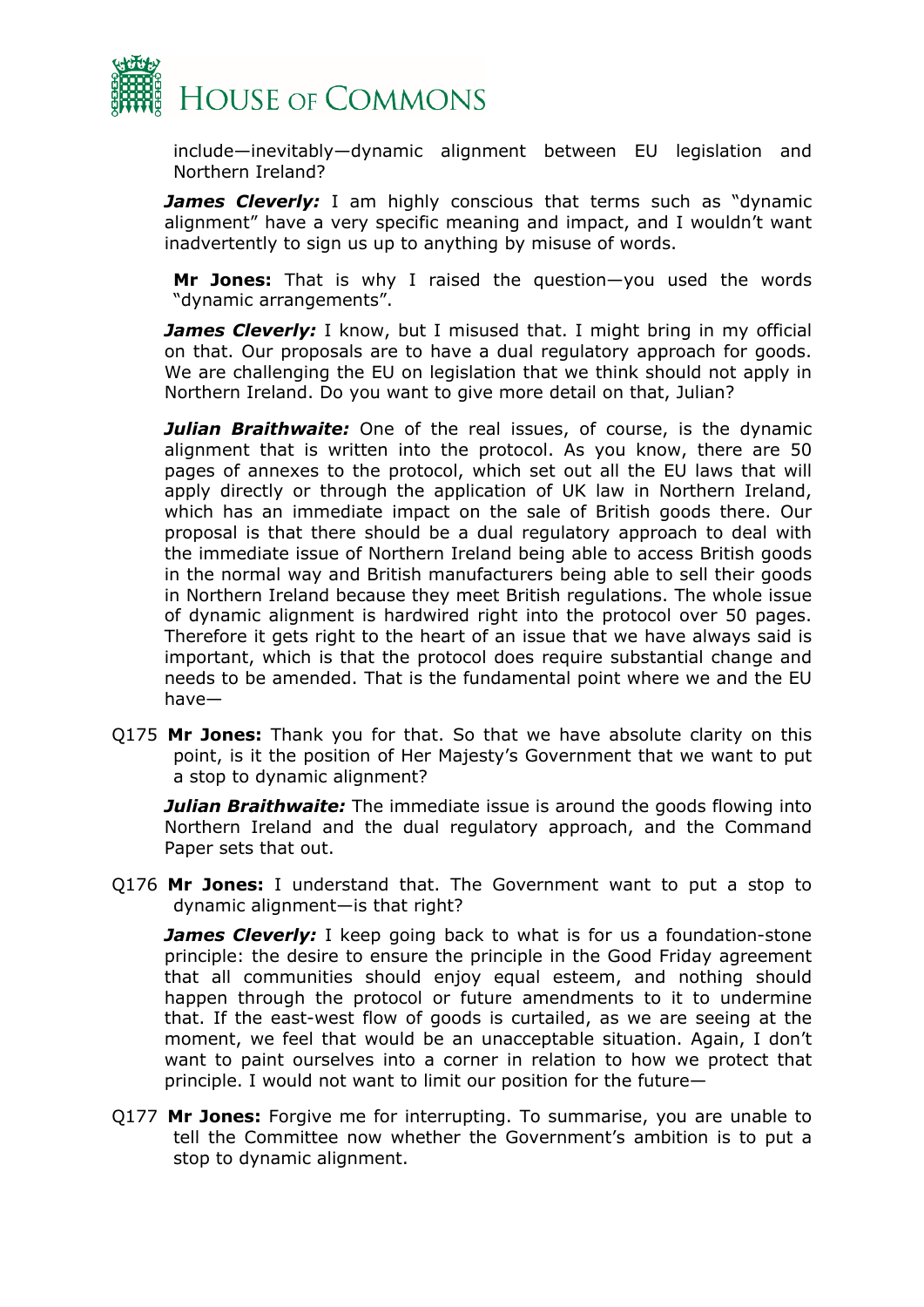include—inevitably—dynamic alignment between EU legislation and Northern Ireland?

***James Cleverly:*** I am highly conscious that terms such as "dynamic alignment" have a very specific meaning and impact, and I wouldn't want inadvertently to sign us up to anything by misuse of words.

**Mr Jones:** That is why I raised the question—you used the words "dynamic arrangements".

***James Cleverly:*** I know, but I misused that. I might bring in my official on that. Our proposals are to have a dual regulatory approach for goods. We are challenging the EU on legislation that we think should not apply in Northern Ireland. Do you want to give more detail on that, Julian?

***Julian Braithwaite:*** One of the real issues, of course, is the dynamic alignment that is written into the protocol. As you know, there are 50 pages of annexes to the protocol, which set out all the EU laws that will apply directly or through the application of UK law in Northern Ireland, which has an immediate impact on the sale of British goods there. Our proposal is that there should be a dual regulatory approach to deal with the immediate issue of Northern Ireland being able to access British goods in the normal way and British manufacturers being able to sell their goods in Northern Ireland because they meet British regulations. The whole issue of dynamic alignment is hardwired right into the protocol over 50 pages. Therefore it gets right to the heart of an issue that we have always said is important, which is that the protocol does require substantial change and needs to be amended. That is the fundamental point where we and the EU have—

Q175 **Mr Jones:** Thank you for that. So that we have absolute clarity on this point, is it the position of Her Majesty's Government that we want to put a stop to dynamic alignment?

***Julian Braithwaite:*** The immediate issue is around the goods flowing into Northern Ireland and the dual regulatory approach, and the Command Paper sets that out.

Q176 **Mr Jones:** I understand that. The Government want to put a stop to dynamic alignment—is that right?

***James Cleverly:*** I keep going back to what is for us a foundation-stone principle: the desire to ensure the principle in the Good Friday agreement that all communities should enjoy equal esteem, and nothing should happen through the protocol or future amendments to it to undermine that. If the east-west flow of goods is curtailed, as we are seeing at the moment, we feel that would be an unacceptable situation. Again, I don't want to paint ourselves into a corner in relation to how we protect that principle. I would not want to limit our position for the future—

Q177 **Mr Jones:** Forgive me for interrupting. To summarise, you are unable to tell the Committee now whether the Government's ambition is to put a stop to dynamic alignment.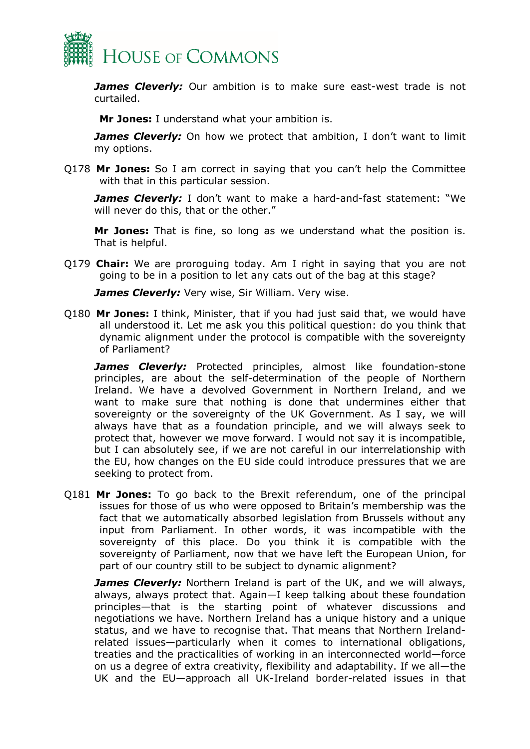***James Cleverly:*** Our ambition is to make sure east-west trade is not curtailed.

**Mr Jones:** I understand what your ambition is.

***James Cleverly:*** On how we protect that ambition, I don't want to limit my options.

Q178 **Mr Jones:** So I am correct in saying that you can't help the Committee with that in this particular session.

***James Cleverly:*** I don't want to make a hard-and-fast statement: "We will never do this, that or the other."

**Mr Jones:** That is fine, so long as we understand what the position is. That is helpful.

Q179 **Chair:** We are proroguing today. Am I right in saying that you are not going to be in a position to let any cats out of the bag at this stage?

***James Cleverly:*** Very wise, Sir William. Very wise.

Q180 **Mr Jones:** I think, Minister, that if you had just said that, we would have all understood it. Let me ask you this political question: do you think that dynamic alignment under the protocol is compatible with the sovereignty of Parliament?

***James Cleverly:*** Protected principles, almost like foundation-stone principles, are about the self-determination of the people of Northern Ireland. We have a devolved Government in Northern Ireland, and we want to make sure that nothing is done that undermines either that sovereignty or the sovereignty of the UK Government. As I say, we will always have that as a foundation principle, and we will always seek to protect that, however we move forward. I would not say it is incompatible, but I can absolutely see, if we are not careful in our interrelationship with the EU, how changes on the EU side could introduce pressures that we are seeking to protect from.

Q181 **Mr Jones:** To go back to the Brexit referendum, one of the principal issues for those of us who were opposed to Britain's membership was the fact that we automatically absorbed legislation from Brussels without any input from Parliament. In other words, it was incompatible with the sovereignty of this place. Do you think it is compatible with the sovereignty of Parliament, now that we have left the European Union, for part of our country still to be subject to dynamic alignment?

***James Cleverly:*** Northern Ireland is part of the UK, and we will always, always, always protect that. Again—I keep talking about these foundation principles—that is the starting point of whatever discussions and negotiations we have. Northern Ireland has a unique history and a unique status, and we have to recognise that. That means that Northern Ireland-related issues—particularly when it comes to international obligations, treaties and the practicalities of working in an interconnected world—force on us a degree of extra creativity, flexibility and adaptability. If we all—the UK and the EU—approach all UK-Ireland border-related issues in that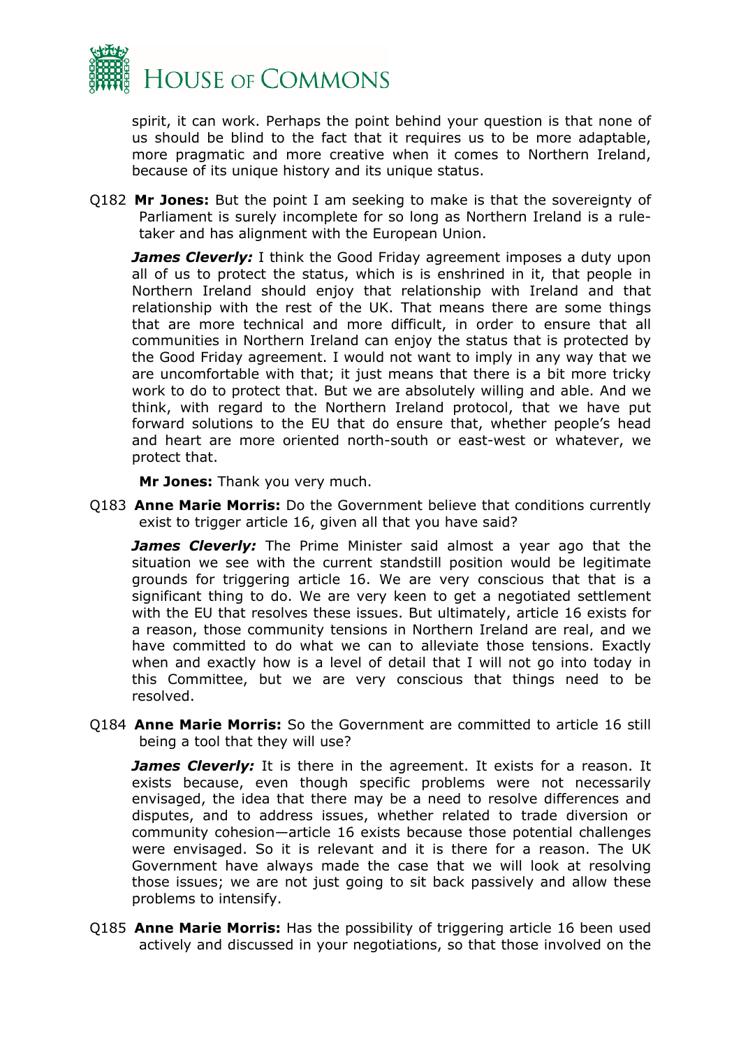spirit, it can work. Perhaps the point behind your question is that none of us should be blind to the fact that it requires us to be more adaptable, more pragmatic and more creative when it comes to Northern Ireland, because of its unique history and its unique status.

Q182 **Mr Jones:** But the point I am seeking to make is that the sovereignty of Parliament is surely incomplete for so long as Northern Ireland is a rule-taker and has alignment with the European Union.

***James Cleverly:*** I think the Good Friday agreement imposes a duty upon all of us to protect the status, which is is enshrined in it, that people in Northern Ireland should enjoy that relationship with Ireland and that relationship with the rest of the UK. That means there are some things that are more technical and more difficult, in order to ensure that all communities in Northern Ireland can enjoy the status that is protected by the Good Friday agreement. I would not want to imply in any way that we are uncomfortable with that; it just means that there is a bit more tricky work to do to protect that. But we are absolutely willing and able. And we think, with regard to the Northern Ireland protocol, that we have put forward solutions to the EU that do ensure that, whether people's head and heart are more oriented north-south or east-west or whatever, we protect that.

**Mr Jones:** Thank you very much.

Q183 **Anne Marie Morris:** Do the Government believe that conditions currently exist to trigger article 16, given all that you have said?

***James Cleverly:*** The Prime Minister said almost a year ago that the situation we see with the current standstill position would be legitimate grounds for triggering article 16. We are very conscious that that is a significant thing to do. We are very keen to get a negotiated settlement with the EU that resolves these issues. But ultimately, article 16 exists for a reason, those community tensions in Northern Ireland are real, and we have committed to do what we can to alleviate those tensions. Exactly when and exactly how is a level of detail that I will not go into today in this Committee, but we are very conscious that things need to be resolved.

Q184 **Anne Marie Morris:** So the Government are committed to article 16 still being a tool that they will use?

***James Cleverly:*** It is there in the agreement. It exists for a reason. It exists because, even though specific problems were not necessarily envisaged, the idea that there may be a need to resolve differences and disputes, and to address issues, whether related to trade diversion or community cohesion—article 16 exists because those potential challenges were envisaged. So it is relevant and it is there for a reason. The UK Government have always made the case that we will look at resolving those issues; we are not just going to sit back passively and allow these problems to intensify.

Q185 **Anne Marie Morris:** Has the possibility of triggering article 16 been used actively and discussed in your negotiations, so that those involved on the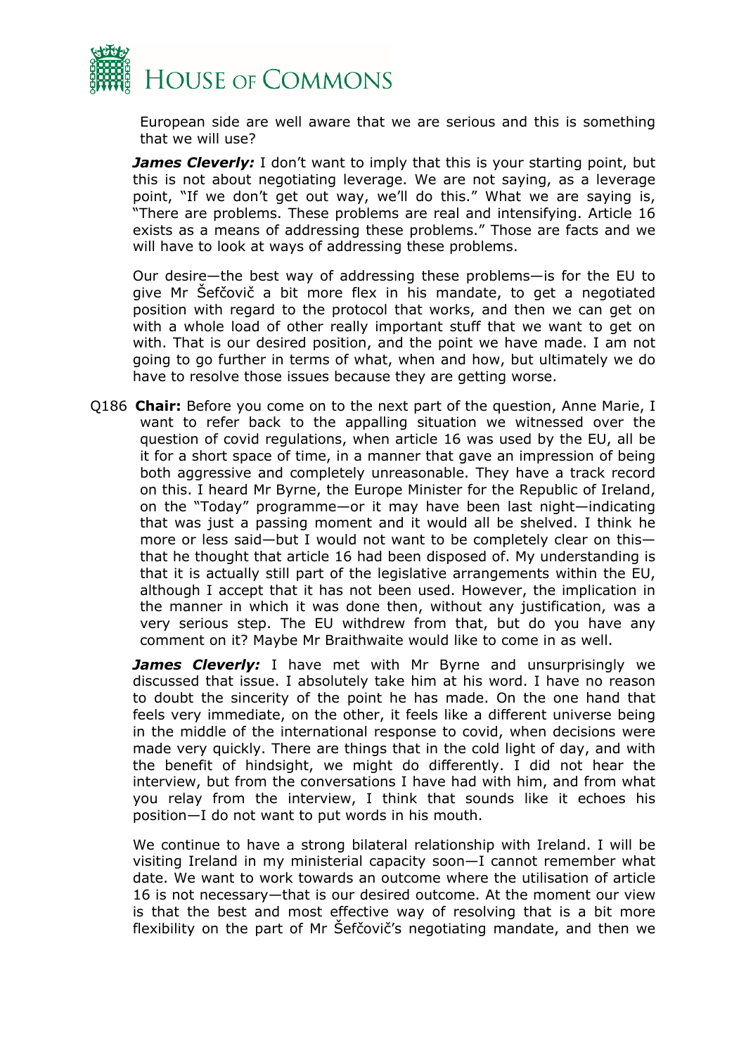European side are well aware that we are serious and this is something that we will use?

***James Cleverly:*** I don't want to imply that this is your starting point, but this is not about negotiating leverage. We are not saying, as a leverage point, "If we don't get out way, we'll do this." What we are saying is, "There are problems. These problems are real and intensifying. Article 16 exists as a means of addressing these problems." Those are facts and we will have to look at ways of addressing these problems.

Our desire—the best way of addressing these problems—is for the EU to give Mr Šefčovič a bit more flex in his mandate, to get a negotiated position with regard to the protocol that works, and then we can get on with a whole load of other really important stuff that we want to get on with. That is our desired position, and the point we have made. I am not going to go further in terms of what, when and how, but ultimately we do have to resolve those issues because they are getting worse.

Q186 **Chair:** Before you come on to the next part of the question, Anne Marie, I want to refer back to the appalling situation we witnessed over the question of covid regulations, when article 16 was used by the EU, all be it for a short space of time, in a manner that gave an impression of being both aggressive and completely unreasonable. They have a track record on this. I heard Mr Byrne, the Europe Minister for the Republic of Ireland, on the "Today" programme—or it may have been last night—indicating that was just a passing moment and it would all be shelved. I think he more or less said—but I would not want to be completely clear on this—that he thought that article 16 had been disposed of. My understanding is that it is actually still part of the legislative arrangements within the EU, although I accept that it has not been used. However, the implication in the manner in which it was done then, without any justification, was a very serious step. The EU withdrew from that, but do you have any comment on it? Maybe Mr Braithwaite would like to come in as well.

***James Cleverly:*** I have met with Mr Byrne and unsurprisingly we discussed that issue. I absolutely take him at his word. I have no reason to doubt the sincerity of the point he has made. On the one hand that feels very immediate, on the other, it feels like a different universe being in the middle of the international response to covid, when decisions were made very quickly. There are things that in the cold light of day, and with the benefit of hindsight, we might do differently. I did not hear the interview, but from the conversations I have had with him, and from what you relay from the interview, I think that sounds like it echoes his position—I do not want to put words in his mouth.

We continue to have a strong bilateral relationship with Ireland. I will be visiting Ireland in my ministerial capacity soon—I cannot remember what date. We want to work towards an outcome where the utilisation of article 16 is not necessary—that is our desired outcome. At the moment our view is that the best and most effective way of resolving that is a bit more flexibility on the part of Mr Šefčovič's negotiating mandate, and then we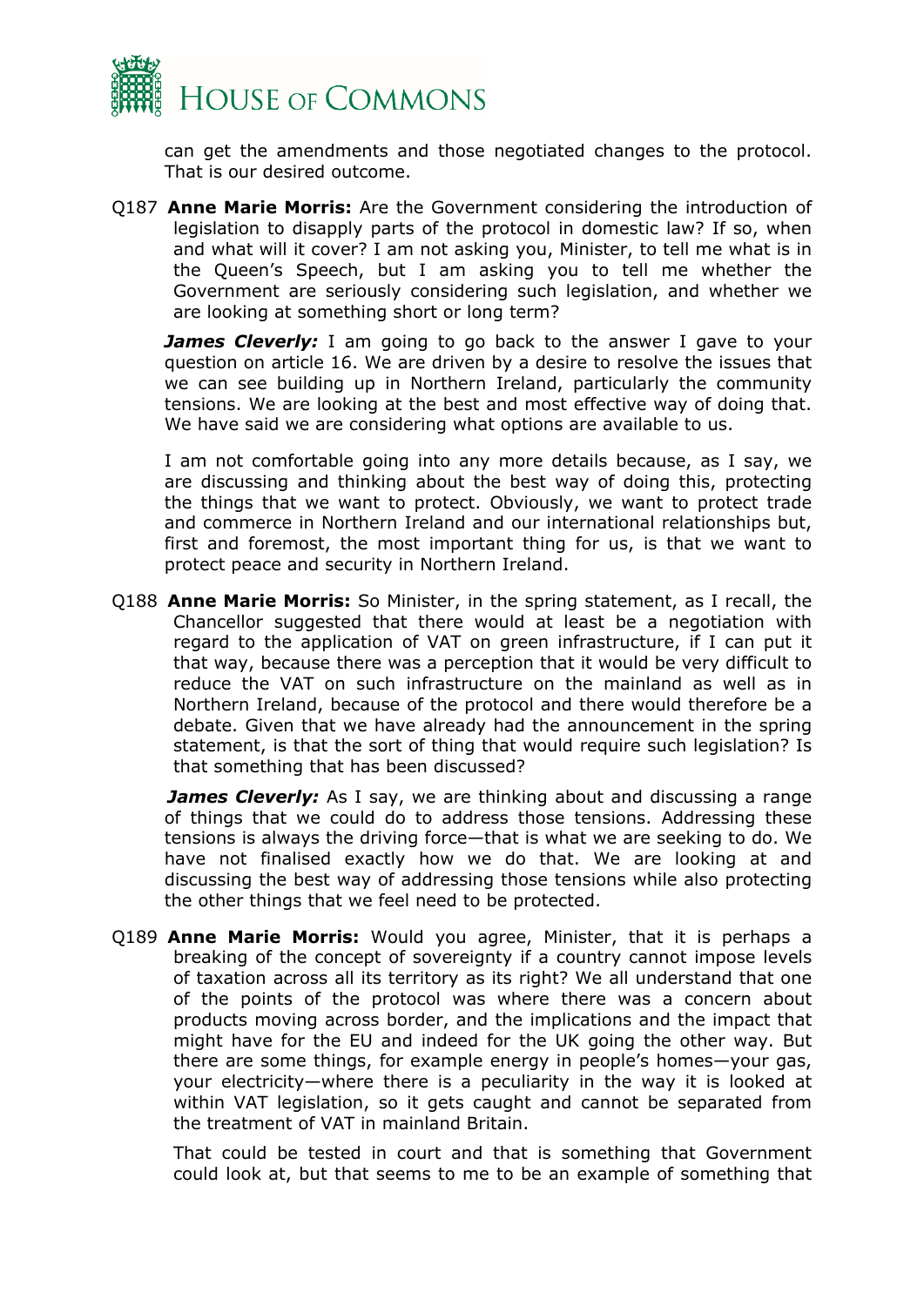can get the amendments and those negotiated changes to the protocol. That is our desired outcome.

Q187 **Anne Marie Morris:** Are the Government considering the introduction of legislation to disapply parts of the protocol in domestic law? If so, when and what will it cover? I am not asking you, Minister, to tell me what is in the Queen's Speech, but I am asking you to tell me whether the Government are seriously considering such legislation, and whether we are looking at something short or long term?

***James Cleverly:*** I am going to go back to the answer I gave to your question on article 16. We are driven by a desire to resolve the issues that we can see building up in Northern Ireland, particularly the community tensions. We are looking at the best and most effective way of doing that. We have said we are considering what options are available to us.

I am not comfortable going into any more details because, as I say, we are discussing and thinking about the best way of doing this, protecting the things that we want to protect. Obviously, we want to protect trade and commerce in Northern Ireland and our international relationships but, first and foremost, the most important thing for us, is that we want to protect peace and security in Northern Ireland.

Q188 **Anne Marie Morris:** So Minister, in the spring statement, as I recall, the Chancellor suggested that there would at least be a negotiation with regard to the application of VAT on green infrastructure, if I can put it that way, because there was a perception that it would be very difficult to reduce the VAT on such infrastructure on the mainland as well as in Northern Ireland, because of the protocol and there would therefore be a debate. Given that we have already had the announcement in the spring statement, is that the sort of thing that would require such legislation? Is that something that has been discussed?

***James Cleverly:*** As I say, we are thinking about and discussing a range of things that we could do to address those tensions. Addressing these tensions is always the driving force—that is what we are seeking to do. We have not finalised exactly how we do that. We are looking at and discussing the best way of addressing those tensions while also protecting the other things that we feel need to be protected.

Q189 **Anne Marie Morris:** Would you agree, Minister, that it is perhaps a breaking of the concept of sovereignty if a country cannot impose levels of taxation across all its territory as its right? We all understand that one of the points of the protocol was where there was a concern about products moving across border, and the implications and the impact that might have for the EU and indeed for the UK going the other way. But there are some things, for example energy in people's homes—your gas, your electricity—where there is a peculiarity in the way it is looked at within VAT legislation, so it gets caught and cannot be separated from the treatment of VAT in mainland Britain.

That could be tested in court and that is something that Government could look at, but that seems to me to be an example of something that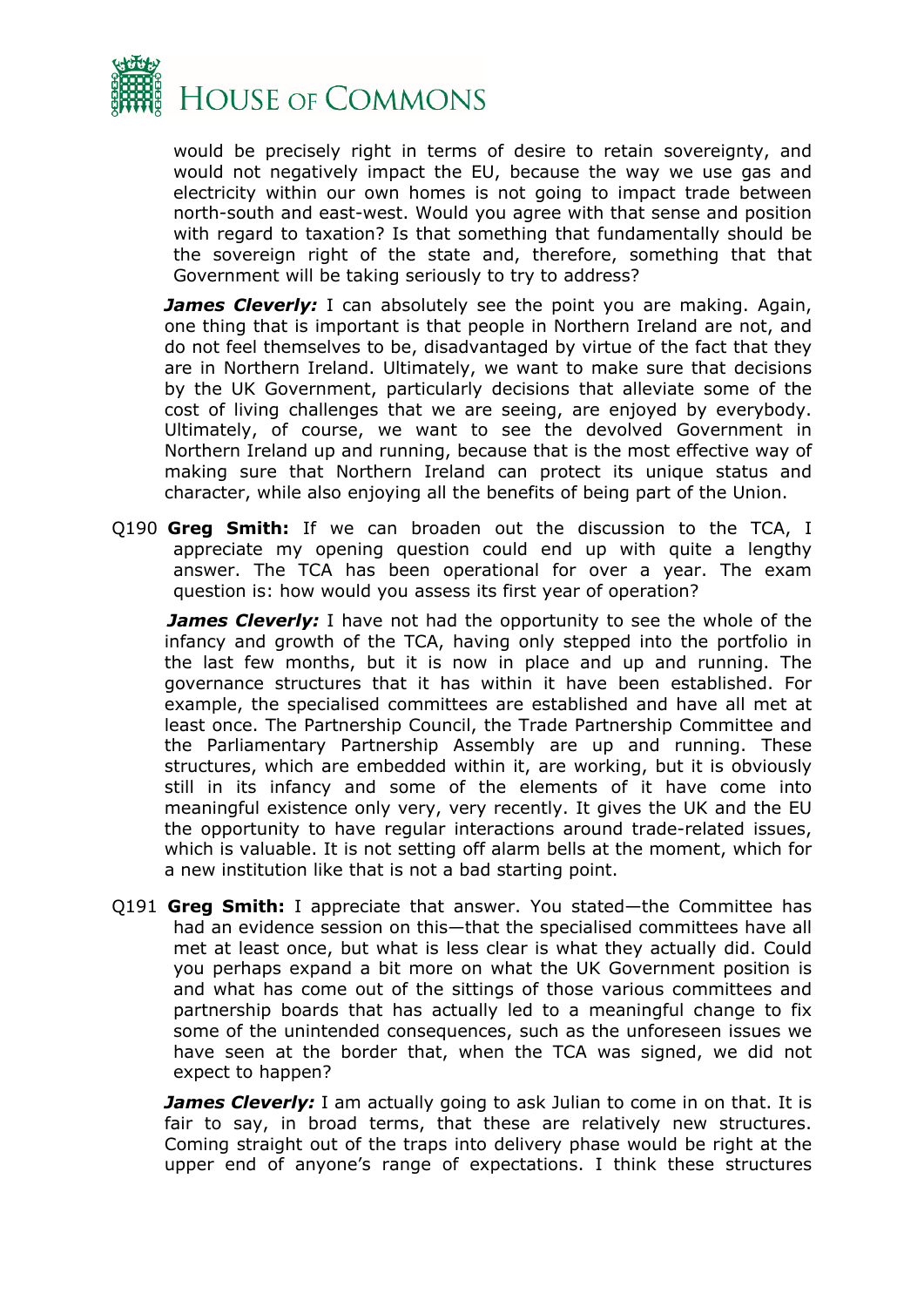would be precisely right in terms of desire to retain sovereignty, and would not negatively impact the EU, because the way we use gas and electricity within our own homes is not going to impact trade between north-south and east-west. Would you agree with that sense and position with regard to taxation? Is that something that fundamentally should be the sovereign right of the state and, therefore, something that that Government will be taking seriously to try to address?

***James Cleverly:*** I can absolutely see the point you are making. Again, one thing that is important is that people in Northern Ireland are not, and do not feel themselves to be, disadvantaged by virtue of the fact that they are in Northern Ireland. Ultimately, we want to make sure that decisions by the UK Government, particularly decisions that alleviate some of the cost of living challenges that we are seeing, are enjoyed by everybody. Ultimately, of course, we want to see the devolved Government in Northern Ireland up and running, because that is the most effective way of making sure that Northern Ireland can protect its unique status and character, while also enjoying all the benefits of being part of the Union.

Q190 **Greg Smith:** If we can broaden out the discussion to the TCA, I appreciate my opening question could end up with quite a lengthy answer. The TCA has been operational for over a year. The exam question is: how would you assess its first year of operation?

***James Cleverly:*** I have not had the opportunity to see the whole of the infancy and growth of the TCA, having only stepped into the portfolio in the last few months, but it is now in place and up and running. The governance structures that it has within it have been established. For example, the specialised committees are established and have all met at least once. The Partnership Council, the Trade Partnership Committee and the Parliamentary Partnership Assembly are up and running. These structures, which are embedded within it, are working, but it is obviously still in its infancy and some of the elements of it have come into meaningful existence only very, very recently. It gives the UK and the EU the opportunity to have regular interactions around trade-related issues, which is valuable. It is not setting off alarm bells at the moment, which for a new institution like that is not a bad starting point.

Q191 **Greg Smith:** I appreciate that answer. You stated—the Committee has had an evidence session on this—that the specialised committees have all met at least once, but what is less clear is what they actually did. Could you perhaps expand a bit more on what the UK Government position is and what has come out of the sittings of those various committees and partnership boards that has actually led to a meaningful change to fix some of the unintended consequences, such as the unforeseen issues we have seen at the border that, when the TCA was signed, we did not expect to happen?

***James Cleverly:*** I am actually going to ask Julian to come in on that. It is fair to say, in broad terms, that these are relatively new structures. Coming straight out of the traps into delivery phase would be right at the upper end of anyone's range of expectations. I think these structures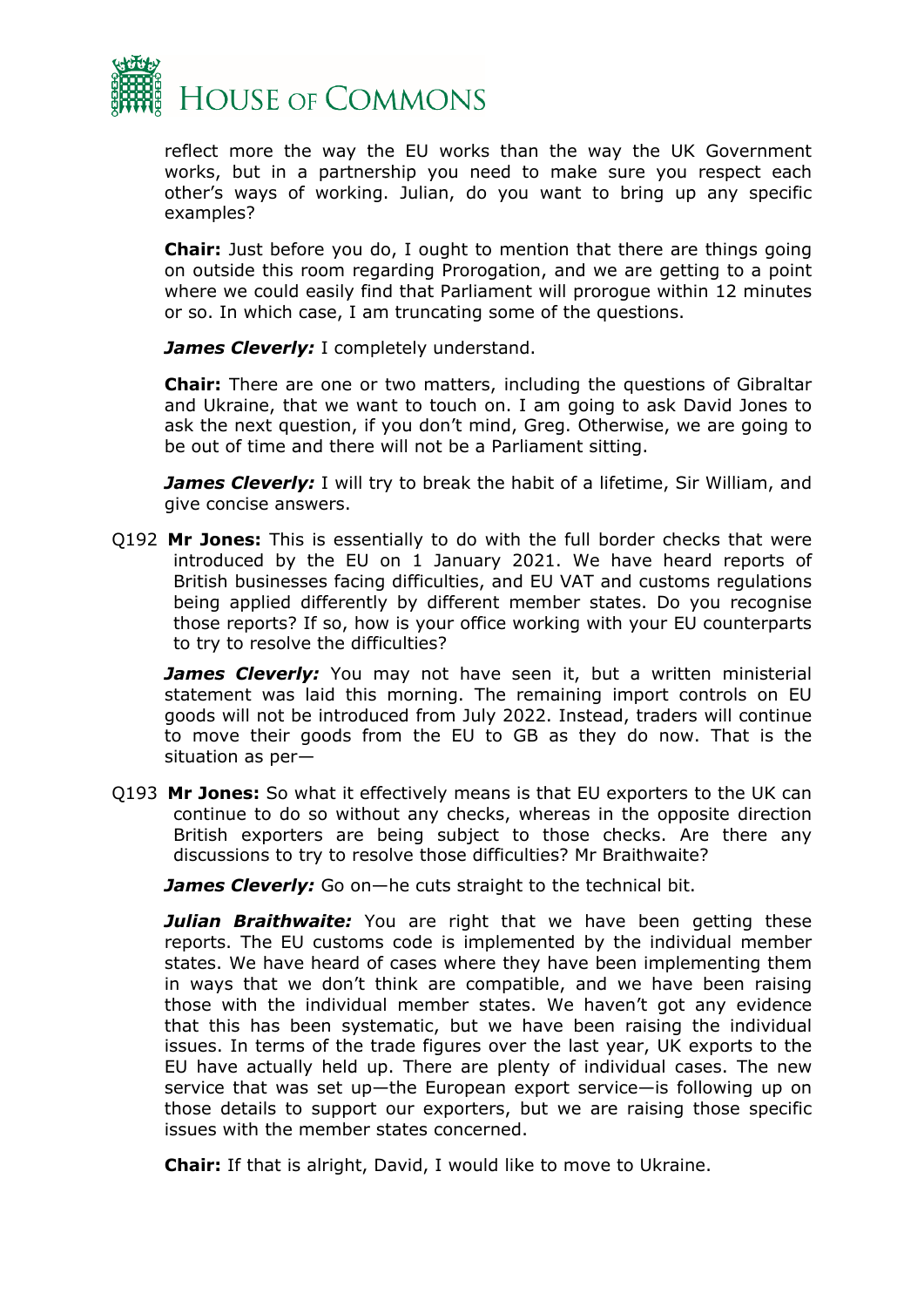reflect more the way the EU works than the way the UK Government works, but in a partnership you need to make sure you respect each other's ways of working. Julian, do you want to bring up any specific examples?

**Chair:** Just before you do, I ought to mention that there are things going on outside this room regarding Prorogation, and we are getting to a point where we could easily find that Parliament will prorogue within 12 minutes or so. In which case, I am truncating some of the questions.

***James Cleverly:*** I completely understand.

**Chair:** There are one or two matters, including the questions of Gibraltar and Ukraine, that we want to touch on. I am going to ask David Jones to ask the next question, if you don't mind, Greg. Otherwise, we are going to be out of time and there will not be a Parliament sitting.

***James Cleverly:*** I will try to break the habit of a lifetime, Sir William, and give concise answers.

Q192 **Mr Jones:** This is essentially to do with the full border checks that were introduced by the EU on 1 January 2021. We have heard reports of British businesses facing difficulties, and EU VAT and customs regulations being applied differently by different member states. Do you recognise those reports? If so, how is your office working with your EU counterparts to try to resolve the difficulties?

***James Cleverly:*** You may not have seen it, but a written ministerial statement was laid this morning. The remaining import controls on EU goods will not be introduced from July 2022. Instead, traders will continue to move their goods from the EU to GB as they do now. That is the situation as per—

Q193 **Mr Jones:** So what it effectively means is that EU exporters to the UK can continue to do so without any checks, whereas in the opposite direction British exporters are being subject to those checks. Are there any discussions to try to resolve those difficulties? Mr Braithwaite?

***James Cleverly:*** Go on—he cuts straight to the technical bit.

***Julian Braithwaite:*** You are right that we have been getting these reports. The EU customs code is implemented by the individual member states. We have heard of cases where they have been implementing them in ways that we don't think are compatible, and we have been raising those with the individual member states. We haven't got any evidence that this has been systematic, but we have been raising the individual issues. In terms of the trade figures over the last year, UK exports to the EU have actually held up. There are plenty of individual cases. The new service that was set up—the European export service—is following up on those details to support our exporters, but we are raising those specific issues with the member states concerned.

**Chair:** If that is alright, David, I would like to move to Ukraine.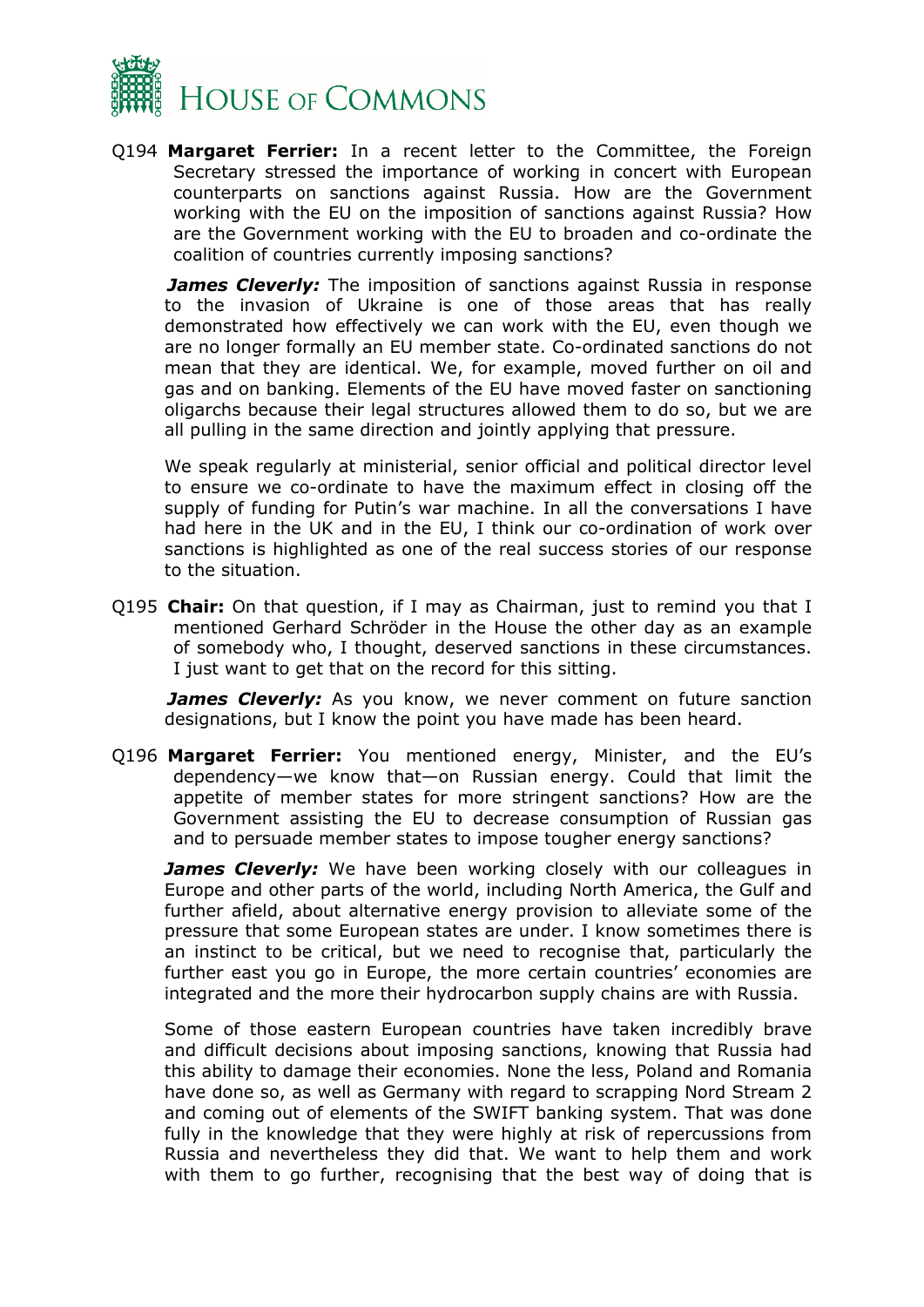Q194 **Margaret Ferrier:** In a recent letter to the Committee, the Foreign Secretary stressed the importance of working in concert with European counterparts on sanctions against Russia. How are the Government working with the EU on the imposition of sanctions against Russia? How are the Government working with the EU to broaden and co-ordinate the coalition of countries currently imposing sanctions?

***James Cleverly:*** The imposition of sanctions against Russia in response to the invasion of Ukraine is one of those areas that has really demonstrated how effectively we can work with the EU, even though we are no longer formally an EU member state. Co-ordinated sanctions do not mean that they are identical. We, for example, moved further on oil and gas and on banking. Elements of the EU have moved faster on sanctioning oligarchs because their legal structures allowed them to do so, but we are all pulling in the same direction and jointly applying that pressure.

We speak regularly at ministerial, senior official and political director level to ensure we co-ordinate to have the maximum effect in closing off the supply of funding for Putin's war machine. In all the conversations I have had here in the UK and in the EU, I think our co-ordination of work over sanctions is highlighted as one of the real success stories of our response to the situation.

Q195 **Chair:** On that question, if I may as Chairman, just to remind you that I mentioned Gerhard Schröder in the House the other day as an example of somebody who, I thought, deserved sanctions in these circumstances. I just want to get that on the record for this sitting.

***James Cleverly:*** As you know, we never comment on future sanction designations, but I know the point you have made has been heard.

Q196 **Margaret Ferrier:** You mentioned energy, Minister, and the EU's dependency—we know that—on Russian energy. Could that limit the appetite of member states for more stringent sanctions? How are the Government assisting the EU to decrease consumption of Russian gas and to persuade member states to impose tougher energy sanctions?

***James Cleverly:*** We have been working closely with our colleagues in Europe and other parts of the world, including North America, the Gulf and further afield, about alternative energy provision to alleviate some of the pressure that some European states are under. I know sometimes there is an instinct to be critical, but we need to recognise that, particularly the further east you go in Europe, the more certain countries' economies are integrated and the more their hydrocarbon supply chains are with Russia.

Some of those eastern European countries have taken incredibly brave and difficult decisions about imposing sanctions, knowing that Russia had this ability to damage their economies. None the less, Poland and Romania have done so, as well as Germany with regard to scrapping Nord Stream 2 and coming out of elements of the SWIFT banking system. That was done fully in the knowledge that they were highly at risk of repercussions from Russia and nevertheless they did that. We want to help them and work with them to go further, recognising that the best way of doing that is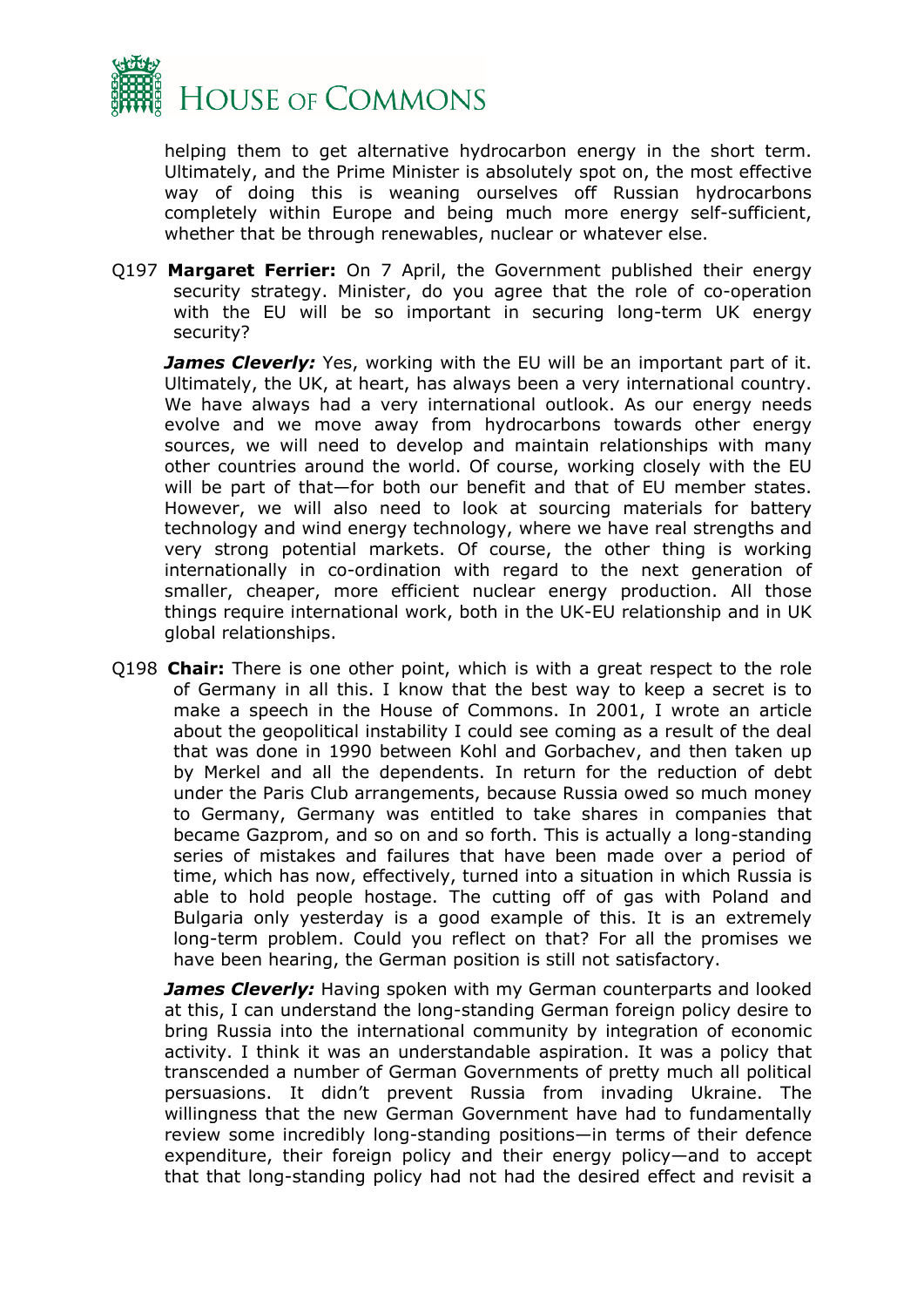helping them to get alternative hydrocarbon energy in the short term. Ultimately, and the Prime Minister is absolutely spot on, the most effective way of doing this is weaning ourselves off Russian hydrocarbons completely within Europe and being much more energy self-sufficient, whether that be through renewables, nuclear or whatever else.

Q197 **Margaret Ferrier:** On 7 April, the Government published their energy security strategy. Minister, do you agree that the role of co-operation with the EU will be so important in securing long-term UK energy security?

***James Cleverly:*** Yes, working with the EU will be an important part of it. Ultimately, the UK, at heart, has always been a very international country. We have always had a very international outlook. As our energy needs evolve and we move away from hydrocarbons towards other energy sources, we will need to develop and maintain relationships with many other countries around the world. Of course, working closely with the EU will be part of that—for both our benefit and that of EU member states. However, we will also need to look at sourcing materials for battery technology and wind energy technology, where we have real strengths and very strong potential markets. Of course, the other thing is working internationally in co-ordination with regard to the next generation of smaller, cheaper, more efficient nuclear energy production. All those things require international work, both in the UK-EU relationship and in UK global relationships.

Q198 **Chair:** There is one other point, which is with a great respect to the role of Germany in all this. I know that the best way to keep a secret is to make a speech in the House of Commons. In 2001, I wrote an article about the geopolitical instability I could see coming as a result of the deal that was done in 1990 between Kohl and Gorbachev, and then taken up by Merkel and all the dependents. In return for the reduction of debt under the Paris Club arrangements, because Russia owed so much money to Germany, Germany was entitled to take shares in companies that became Gazprom, and so on and so forth. This is actually a long-standing series of mistakes and failures that have been made over a period of time, which has now, effectively, turned into a situation in which Russia is able to hold people hostage. The cutting off of gas with Poland and Bulgaria only yesterday is a good example of this. It is an extremely long-term problem. Could you reflect on that? For all the promises we have been hearing, the German position is still not satisfactory.

***James Cleverly:*** Having spoken with my German counterparts and looked at this, I can understand the long-standing German foreign policy desire to bring Russia into the international community by integration of economic activity. I think it was an understandable aspiration. It was a policy that transcended a number of German Governments of pretty much all political persuasions. It didn't prevent Russia from invading Ukraine. The willingness that the new German Government have had to fundamentally review some incredibly long-standing positions—in terms of their defence expenditure, their foreign policy and their energy policy—and to accept that that long-standing policy had not had the desired effect and revisit a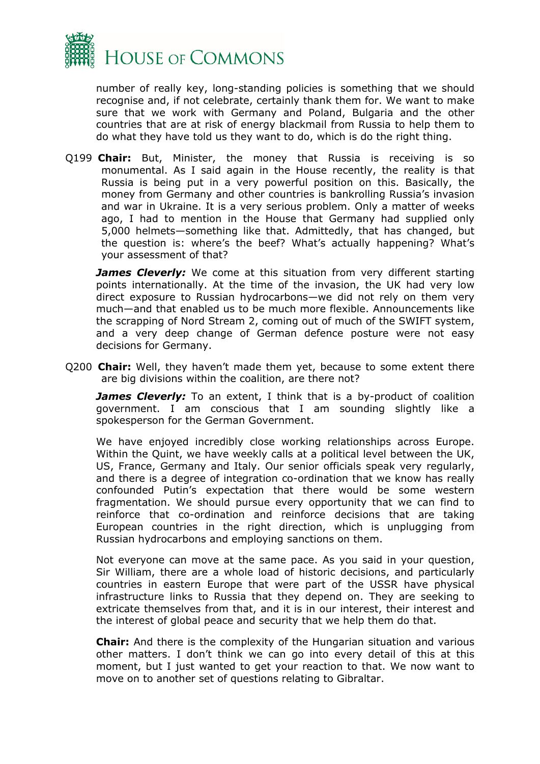number of really key, long-standing policies is something that we should recognise and, if not celebrate, certainly thank them for. We want to make sure that we work with Germany and Poland, Bulgaria and the other countries that are at risk of energy blackmail from Russia to help them to do what they have told us they want to do, which is do the right thing.

Q199 **Chair:** But, Minister, the money that Russia is receiving is so monumental. As I said again in the House recently, the reality is that Russia is being put in a very powerful position on this. Basically, the money from Germany and other countries is bankrolling Russia's invasion and war in Ukraine. It is a very serious problem. Only a matter of weeks ago, I had to mention in the House that Germany had supplied only 5,000 helmets—something like that. Admittedly, that has changed, but the question is: where's the beef? What's actually happening? What's your assessment of that?

***James Cleverly:*** We come at this situation from very different starting points internationally. At the time of the invasion, the UK had very low direct exposure to Russian hydrocarbons—we did not rely on them very much—and that enabled us to be much more flexible. Announcements like the scrapping of Nord Stream 2, coming out of much of the SWIFT system, and a very deep change of German defence posture were not easy decisions for Germany.

Q200 **Chair:** Well, they haven't made them yet, because to some extent there are big divisions within the coalition, are there not?

***James Cleverly:*** To an extent, I think that is a by-product of coalition government. I am conscious that I am sounding slightly like a spokesperson for the German Government.

We have enjoyed incredibly close working relationships across Europe. Within the Quint, we have weekly calls at a political level between the UK, US, France, Germany and Italy. Our senior officials speak very regularly, and there is a degree of integration co-ordination that we know has really confounded Putin's expectation that there would be some western fragmentation. We should pursue every opportunity that we can find to reinforce that co-ordination and reinforce decisions that are taking European countries in the right direction, which is unplugging from Russian hydrocarbons and employing sanctions on them.

Not everyone can move at the same pace. As you said in your question, Sir William, there are a whole load of historic decisions, and particularly countries in eastern Europe that were part of the USSR have physical infrastructure links to Russia that they depend on. They are seeking to extricate themselves from that, and it is in our interest, their interest and the interest of global peace and security that we help them do that.

**Chair:** And there is the complexity of the Hungarian situation and various other matters. I don't think we can go into every detail of this at this moment, but I just wanted to get your reaction to that. We now want to move on to another set of questions relating to Gibraltar.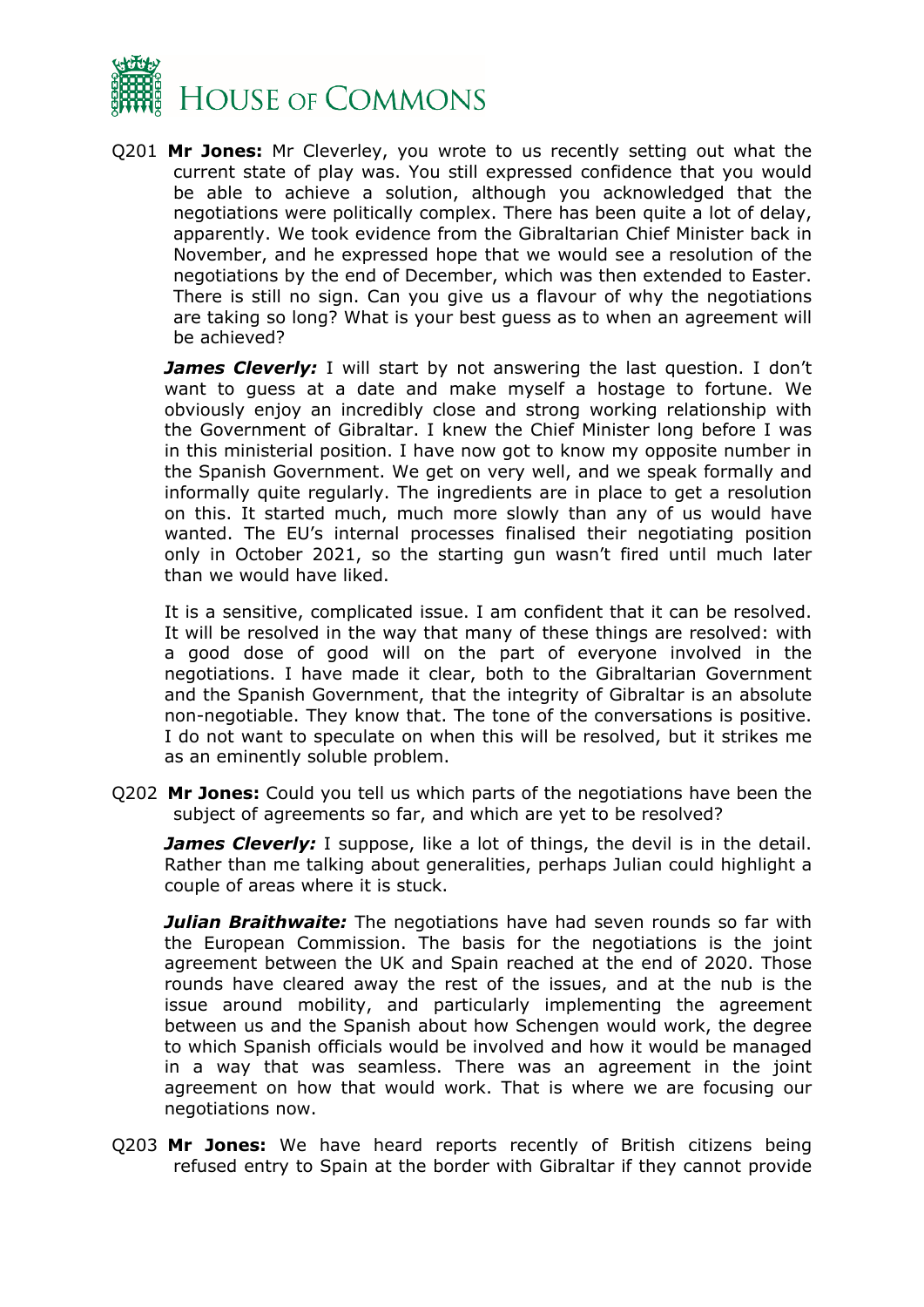Q201 **Mr Jones:** Mr Cleverley, you wrote to us recently setting out what the current state of play was. You still expressed confidence that you would be able to achieve a solution, although you acknowledged that the negotiations were politically complex. There has been quite a lot of delay, apparently. We took evidence from the Gibraltarian Chief Minister back in November, and he expressed hope that we would see a resolution of the negotiations by the end of December, which was then extended to Easter. There is still no sign. Can you give us a flavour of why the negotiations are taking so long? What is your best guess as to when an agreement will be achieved?

***James Cleverly:*** I will start by not answering the last question. I don't want to guess at a date and make myself a hostage to fortune. We obviously enjoy an incredibly close and strong working relationship with the Government of Gibraltar. I knew the Chief Minister long before I was in this ministerial position. I have now got to know my opposite number in the Spanish Government. We get on very well, and we speak formally and informally quite regularly. The ingredients are in place to get a resolution on this. It started much, much more slowly than any of us would have wanted. The EU's internal processes finalised their negotiating position only in October 2021, so the starting gun wasn't fired until much later than we would have liked.

It is a sensitive, complicated issue. I am confident that it can be resolved. It will be resolved in the way that many of these things are resolved: with a good dose of good will on the part of everyone involved in the negotiations. I have made it clear, both to the Gibraltarian Government and the Spanish Government, that the integrity of Gibraltar is an absolute non-negotiable. They know that. The tone of the conversations is positive. I do not want to speculate on when this will be resolved, but it strikes me as an eminently soluble problem.

Q202 **Mr Jones:** Could you tell us which parts of the negotiations have been the subject of agreements so far, and which are yet to be resolved?

***James Cleverly:*** I suppose, like a lot of things, the devil is in the detail. Rather than me talking about generalities, perhaps Julian could highlight a couple of areas where it is stuck.

***Julian Braithwaite:*** The negotiations have had seven rounds so far with the European Commission. The basis for the negotiations is the joint agreement between the UK and Spain reached at the end of 2020. Those rounds have cleared away the rest of the issues, and at the nub is the issue around mobility, and particularly implementing the agreement between us and the Spanish about how Schengen would work, the degree to which Spanish officials would be involved and how it would be managed in a way that was seamless. There was an agreement in the joint agreement on how that would work. That is where we are focusing our negotiations now.

Q203 **Mr Jones:** We have heard reports recently of British citizens being refused entry to Spain at the border with Gibraltar if they cannot provide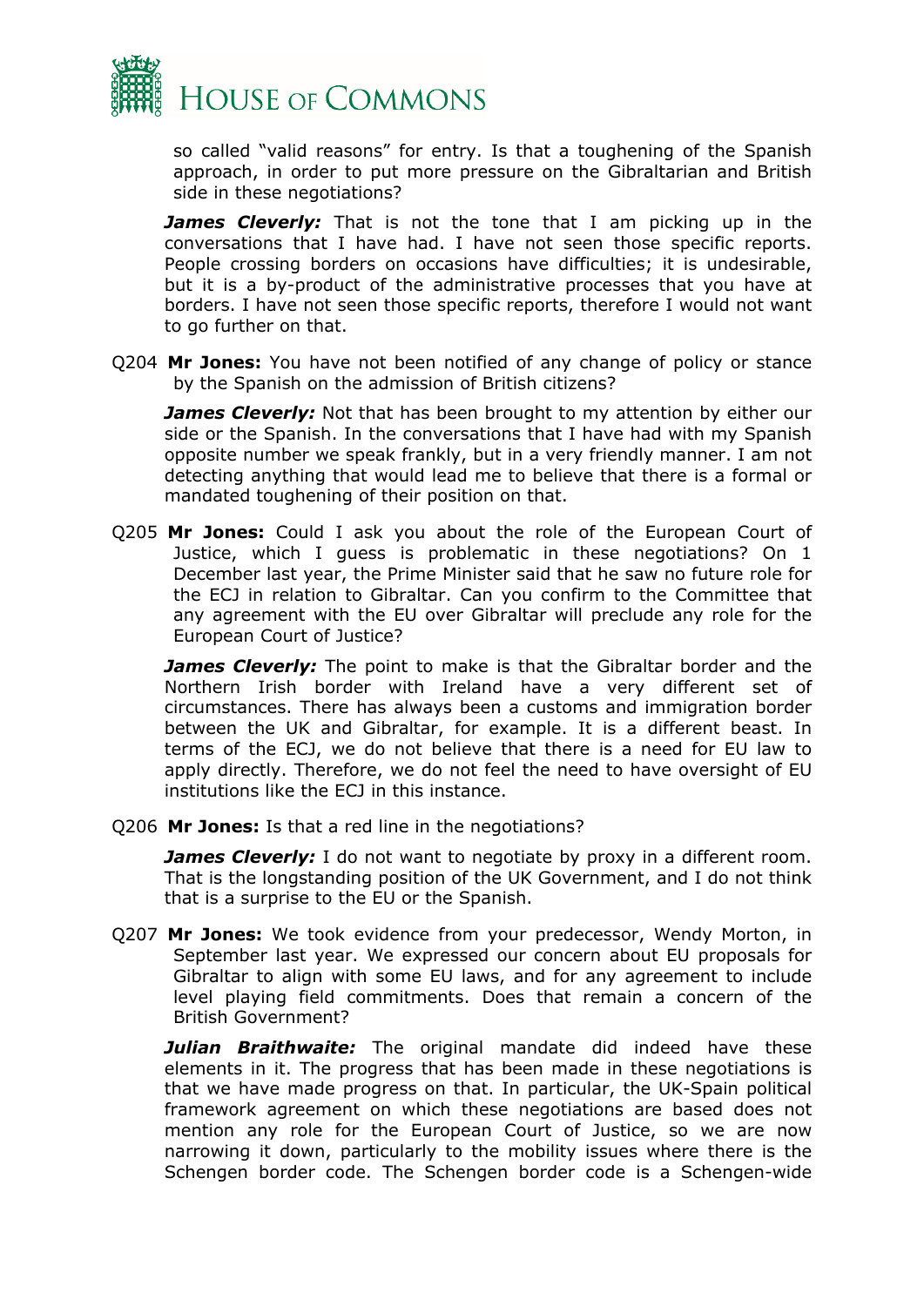so called "valid reasons" for entry. Is that a toughening of the Spanish approach, in order to put more pressure on the Gibraltarian and British side in these negotiations?

***James Cleverly:*** That is not the tone that I am picking up in the conversations that I have had. I have not seen those specific reports. People crossing borders on occasions have difficulties; it is undesirable, but it is a by-product of the administrative processes that you have at borders. I have not seen those specific reports, therefore I would not want to go further on that.

Q204 **Mr Jones:** You have not been notified of any change of policy or stance by the Spanish on the admission of British citizens?

***James Cleverly:*** Not that has been brought to my attention by either our side or the Spanish. In the conversations that I have had with my Spanish opposite number we speak frankly, but in a very friendly manner. I am not detecting anything that would lead me to believe that there is a formal or mandated toughening of their position on that.

Q205 **Mr Jones:** Could I ask you about the role of the European Court of Justice, which I guess is problematic in these negotiations? On 1 December last year, the Prime Minister said that he saw no future role for the ECJ in relation to Gibraltar. Can you confirm to the Committee that any agreement with the EU over Gibraltar will preclude any role for the European Court of Justice?

***James Cleverly:*** The point to make is that the Gibraltar border and the Northern Irish border with Ireland have a very different set of circumstances. There has always been a customs and immigration border between the UK and Gibraltar, for example. It is a different beast. In terms of the ECJ, we do not believe that there is a need for EU law to apply directly. Therefore, we do not feel the need to have oversight of EU institutions like the ECJ in this instance.

Q206 **Mr Jones:** Is that a red line in the negotiations?

***James Cleverly:*** I do not want to negotiate by proxy in a different room. That is the longstanding position of the UK Government, and I do not think that is a surprise to the EU or the Spanish.

Q207 **Mr Jones:** We took evidence from your predecessor, Wendy Morton, in September last year. We expressed our concern about EU proposals for Gibraltar to align with some EU laws, and for any agreement to include level playing field commitments. Does that remain a concern of the British Government?

***Julian Braithwaite:*** The original mandate did indeed have these elements in it. The progress that has been made in these negotiations is that we have made progress on that. In particular, the UK-Spain political framework agreement on which these negotiations are based does not mention any role for the European Court of Justice, so we are now narrowing it down, particularly to the mobility issues where there is the Schengen border code. The Schengen border code is a Schengen-wide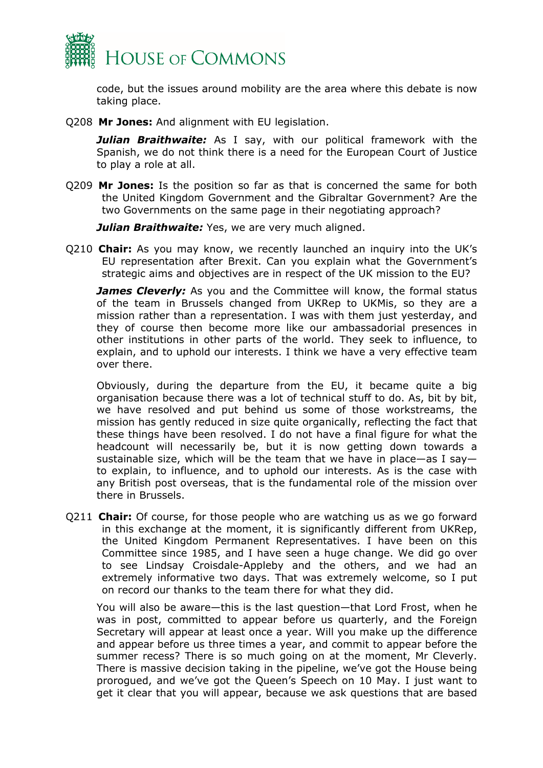code, but the issues around mobility are the area where this debate is now taking place.

Q208 **Mr Jones:** And alignment with EU legislation.

***Julian Braithwaite:*** As I say, with our political framework with the Spanish, we do not think there is a need for the European Court of Justice to play a role at all.

Q209 **Mr Jones:** Is the position so far as that is concerned the same for both the United Kingdom Government and the Gibraltar Government? Are the two Governments on the same page in their negotiating approach?

***Julian Braithwaite:*** Yes, we are very much aligned.

Q210 **Chair:** As you may know, we recently launched an inquiry into the UK's EU representation after Brexit. Can you explain what the Government's strategic aims and objectives are in respect of the UK mission to the EU?

***James Cleverly:*** As you and the Committee will know, the formal status of the team in Brussels changed from UKRep to UKMis, so they are a mission rather than a representation. I was with them just yesterday, and they of course then become more like our ambassadorial presences in other institutions in other parts of the world. They seek to influence, to explain, and to uphold our interests. I think we have a very effective team over there.

Obviously, during the departure from the EU, it became quite a big organisation because there was a lot of technical stuff to do. As, bit by bit, we have resolved and put behind us some of those workstreams, the mission has gently reduced in size quite organically, reflecting the fact that these things have been resolved. I do not have a final figure for what the headcount will necessarily be, but it is now getting down towards a sustainable size, which will be the team that we have in place—as I say—to explain, to influence, and to uphold our interests. As is the case with any British post overseas, that is the fundamental role of the mission over there in Brussels.

Q211 **Chair:** Of course, for those people who are watching us as we go forward in this exchange at the moment, it is significantly different from UKRep, the United Kingdom Permanent Representatives. I have been on this Committee since 1985, and I have seen a huge change. We did go over to see Lindsay Croisdale-Appleby and the others, and we had an extremely informative two days. That was extremely welcome, so I put on record our thanks to the team there for what they did.

You will also be aware—this is the last question—that Lord Frost, when he was in post, committed to appear before us quarterly, and the Foreign Secretary will appear at least once a year. Will you make up the difference and appear before us three times a year, and commit to appear before the summer recess? There is so much going on at the moment, Mr Cleverly. There is massive decision taking in the pipeline, we've got the House being prorogued, and we've got the Queen's Speech on 10 May. I just want to get it clear that you will appear, because we ask questions that are based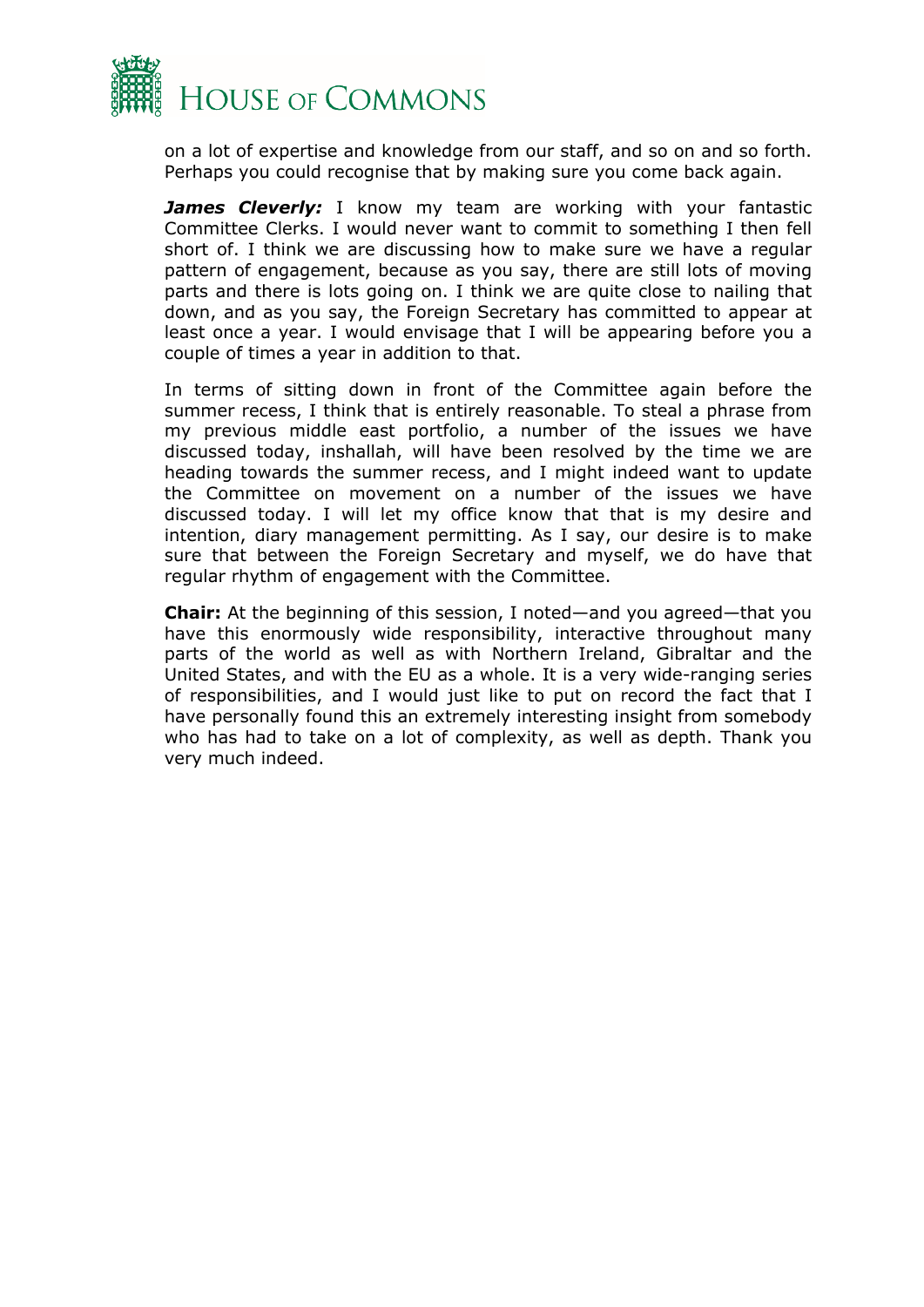on a lot of expertise and knowledge from our staff, and so on and so forth. Perhaps you could recognise that by making sure you come back again.

***James Cleverly:*** I know my team are working with your fantastic Committee Clerks. I would never want to commit to something I then fell short of. I think we are discussing how to make sure we have a regular pattern of engagement, because as you say, there are still lots of moving parts and there is lots going on. I think we are quite close to nailing that down, and as you say, the Foreign Secretary has committed to appear at least once a year. I would envisage that I will be appearing before you a couple of times a year in addition to that.

In terms of sitting down in front of the Committee again before the summer recess, I think that is entirely reasonable. To steal a phrase from my previous middle east portfolio, a number of the issues we have discussed today, inshallah, will have been resolved by the time we are heading towards the summer recess, and I might indeed want to update the Committee on movement on a number of the issues we have discussed today. I will let my office know that that is my desire and intention, diary management permitting. As I say, our desire is to make sure that between the Foreign Secretary and myself, we do have that regular rhythm of engagement with the Committee.

**Chair:** At the beginning of this session, I noted—and you agreed—that you have this enormously wide responsibility, interactive throughout many parts of the world as well as with Northern Ireland, Gibraltar and the United States, and with the EU as a whole. It is a very wide-ranging series of responsibilities, and I would just like to put on record the fact that I have personally found this an extremely interesting insight from somebody who has had to take on a lot of complexity, as well as depth. Thank you very much indeed.